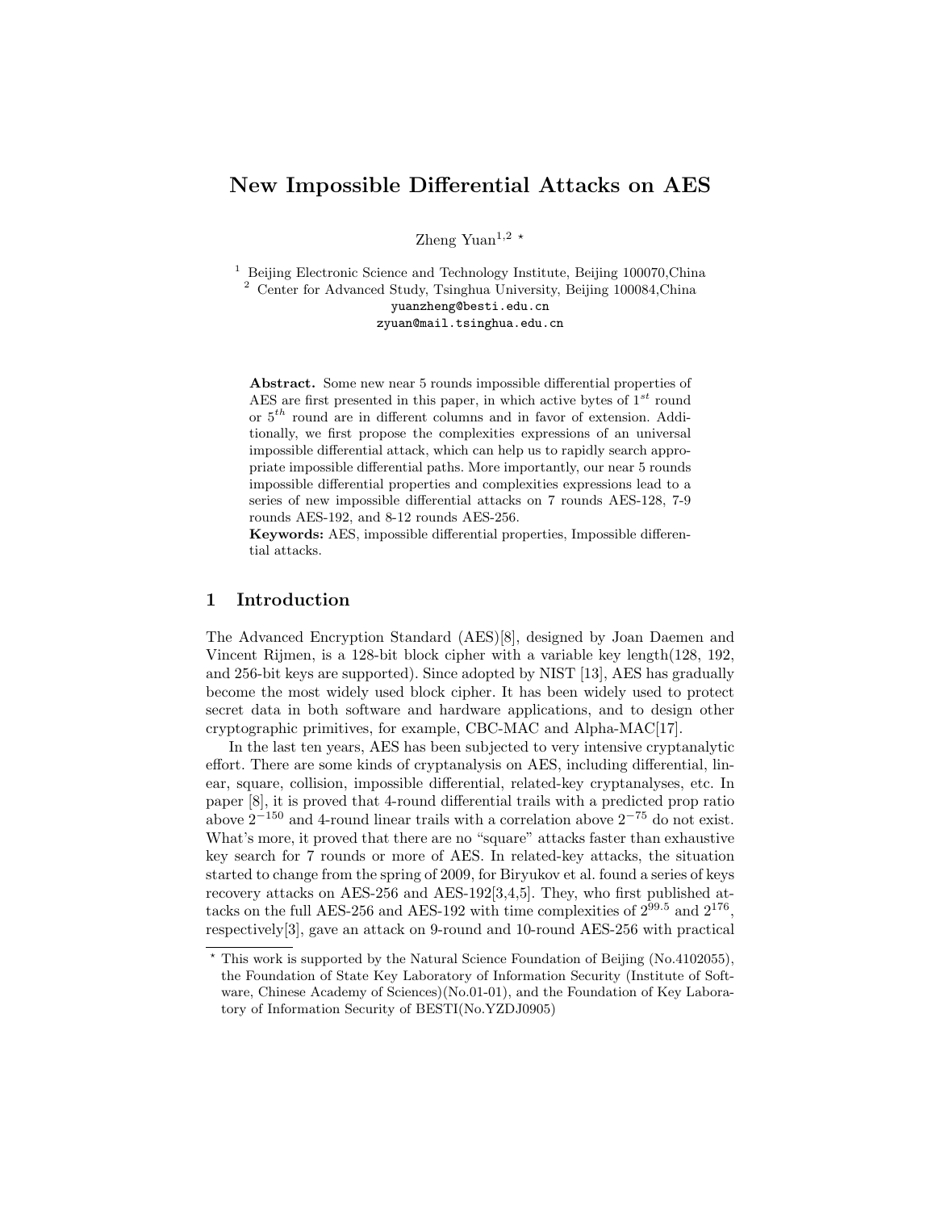# New Impossible Differential Attacks on AES

Zheng Yuan[1,2] *

[1] Beijing Electronic Science and Technology Institute, Beijing 100070,China
[2] Center for Advanced Study, Tsinghua University, Beijing 100084,China
yuanzheng@besti.edu.cn
zyuan@mail.tsinghua.edu.cn

**Abstract.** Some new near 5 rounds impossible differential properties of AES are first presented in this paper, in which active bytes of $1^{st}$ round or $5^{th}$ round are in different columns and in favor of extension. Additionally, we first propose the complexities expressions of an universal impossible differential attack, which can help us to rapidly search appropriate impossible differential paths. More importantly, our near 5 rounds impossible differential properties and complexities expressions lead to a series of new impossible differential attacks on 7 rounds AES-128, 7-9 rounds AES-192, and 8-12 rounds AES-256.

**Keywords:** AES, impossible differential properties, Impossible differential attacks.

## 1 Introduction

The Advanced Encryption Standard (AES)[8], designed by Joan Daemen and Vincent Rijmen, is a 128-bit block cipher with a variable key length(128, 192, and 256-bit keys are supported). Since adopted by NIST [13], AES has gradually become the most widely used block cipher. It has been widely used to protect secret data in both software and hardware applications, and to design other cryptographic primitives, for example, CBC-MAC and Alpha-MAC[17].

In the last ten years, AES has been subjected to very intensive cryptanalytic effort. There are some kinds of cryptanalysis on AES, including differential, linear, square, collision, impossible differential, related-key cryptanalyses, etc. In paper [8], it is proved that 4-round differential trails with a predicted prop ratio above $2^{-150}$ and 4-round linear trails with a correlation above $2^{-75}$ do not exist. What's more, it proved that there are no "square" attacks faster than exhaustive key search for 7 rounds or more of AES. In related-key attacks, the situation started to change from the spring of 2009, for Biryukov et al. found a series of keys recovery attacks on AES-256 and AES-192[3,4,5]. They, who first published attacks on the full AES-256 and AES-192 with time complexities of $2^{99.5}$ and $2^{176}$, respectively[3], gave an attack on 9-round and 10-round AES-256 with practical

* This work is supported by the Natural Science Foundation of Beijing (No.4102055), the Foundation of State Key Laboratory of Information Security (Institute of Software, Chinese Academy of Sciences)(No.01-01), and the Foundation of Key Laboratory of Information Security of BESTI(No.YZDJ0905)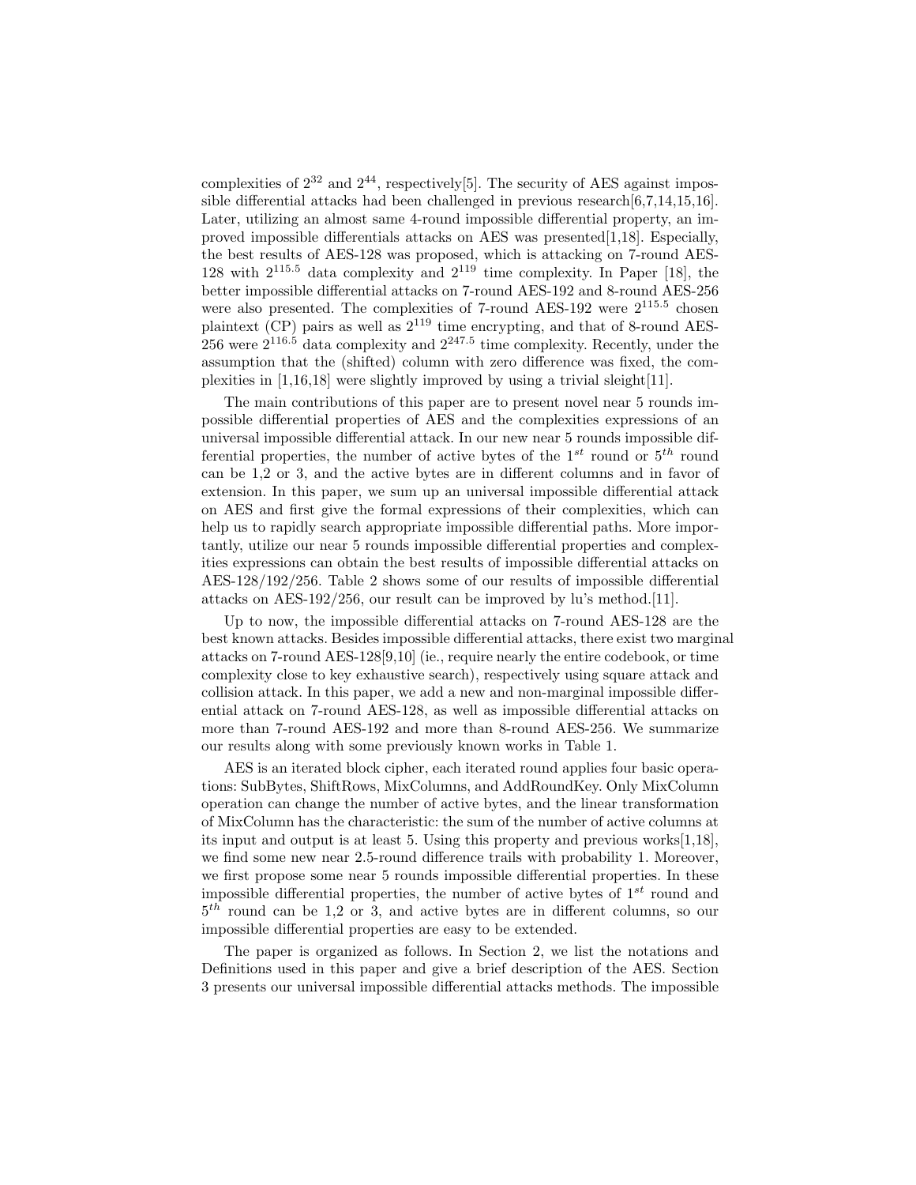complexities of $2^{32}$ and $2^{44}$, respectively[5]. The security of AES against impossible differential attacks had been challenged in previous research[6,7,14,15,16]. Later, utilizing an almost same 4-round impossible differential property, an improved impossible differentials attacks on AES was presented[1,18]. Especially, the best results of AES-128 was proposed, which is attacking on 7-round AES-128 with $2^{115.5}$ data complexity and $2^{119}$ time complexity. In Paper [18], the better impossible differential attacks on 7-round AES-192 and 8-round AES-256 were also presented. The complexities of 7-round AES-192 were $2^{115.5}$ chosen plaintext (CP) pairs as well as $2^{119}$ time encrypting, and that of 8-round AES-256 were $2^{116.5}$ data complexity and $2^{247.5}$ time complexity. Recently, under the assumption that the (shifted) column with zero difference was fixed, the complexities in [1,16,18] were slightly improved by using a trivial sleight[11].

The main contributions of this paper are to present novel near 5 rounds impossible differential properties of AES and the complexities expressions of an universal impossible differential attack. In our new near 5 rounds impossible differential properties, the number of active bytes of the $1^{st}$ round or $5^{th}$ round can be 1,2 or 3, and the active bytes are in different columns and in favor of extension. In this paper, we sum up an universal impossible differential attack on AES and first give the formal expressions of their complexities, which can help us to rapidly search appropriate impossible differential paths. More importantly, utilize our near 5 rounds impossible differential properties and complexities expressions can obtain the best results of impossible differential attacks on AES-128/192/256. Table 2 shows some of our results of impossible differential attacks on AES-192/256, our result can be improved by lu's method.[11].

Up to now, the impossible differential attacks on 7-round AES-128 are the best known attacks. Besides impossible differential attacks, there exist two marginal attacks on 7-round AES-128[9,10] (ie., require nearly the entire codebook, or time complexity close to key exhaustive search), respectively using square attack and collision attack. In this paper, we add a new and non-marginal impossible differential attack on 7-round AES-128, as well as impossible differential attacks on more than 7-round AES-192 and more than 8-round AES-256. We summarize our results along with some previously known works in Table 1.

AES is an iterated block cipher, each iterated round applies four basic operations: SubBytes, ShiftRows, MixColumns, and AddRoundKey. Only MixColumn operation can change the number of active bytes, and the linear transformation of MixColumn has the characteristic: the sum of the number of active columns at its input and output is at least 5. Using this property and previous works[1,18], we find some new near 2.5-round difference trails with probability 1. Moreover, we first propose some near 5 rounds impossible differential properties. In these impossible differential properties, the number of active bytes of $1^{st}$ round and $5^{th}$ round can be 1,2 or 3, and active bytes are in different columns, so our impossible differential properties are easy to be extended.

The paper is organized as follows. In Section 2, we list the notations and Definitions used in this paper and give a brief description of the AES. Section 3 presents our universal impossible differential attacks methods. The impossible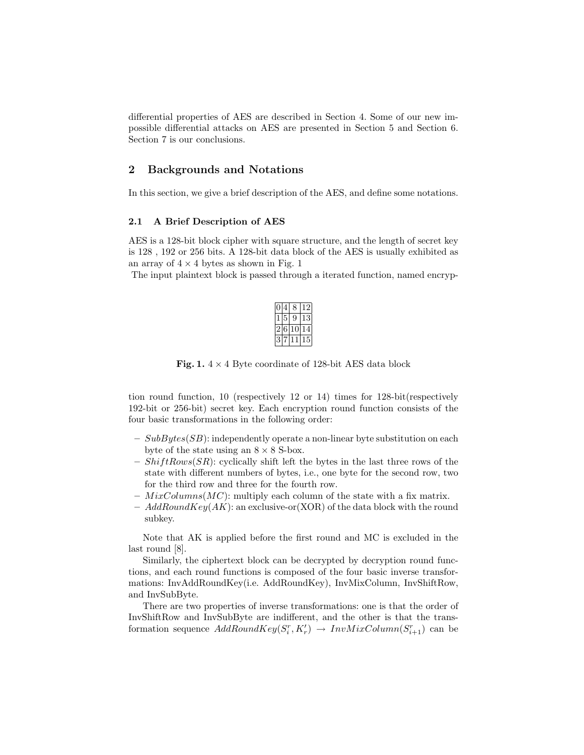differential properties of AES are described in Section 4. Some of our new impossible differential attacks on AES are presented in Section 5 and Section 6. Section 7 is our conclusions.

## 2 Backgrounds and Notations

In this section, we give a brief description of the AES, and define some notations.

### 2.1 A Brief Description of AES

AES is a 128-bit block cipher with square structure, and the length of secret key is 128 , 192 or 256 bits. A 128-bit data block of the AES is usually exhibited as an array of $4 \times 4$ bytes as shown in Fig. 1

The input plaintext block is passed through a iterated function, named encryption round function, 10 (respectively 12 or 14) times for 128-bit(respectively 192-bit or 256-bit) secret key. Each encryption round function consists of the four basic transformations in the following order:

| | | | |
|---|---|---|---|
| 0 | 4 | 8 | 12 |
| 1 | 5 | 9 | 13 |
| 2 | 6 | 10 | 14 |
| 3 | 7 | 11 | 15 |

**Fig. 1.** $4 \times 4$ Byte coordinate of 128-bit AES data block

- $SubBytes(SB)$: independently operate a non-linear byte substitution on each byte of the state using an $8 \times 8$ S-box.
- $ShiftRows(SR)$: cyclically shift left the bytes in the last three rows of the state with different numbers of bytes, i.e., one byte for the second row, two for the third row and three for the fourth row.
- $MixColumns(MC)$: multiply each column of the state with a fix matrix.
- $AddRoundKey(AK)$: an exclusive-or(XOR) of the data block with the round subkey.

Note that AK is applied before the first round and MC is excluded in the last round [8].

Similarly, the ciphertext block can be decrypted by decryption round functions, and each round functions is composed of the four basic inverse transformations: InvAddRoundKey(i.e. AddRoundKey), InvMixColumn, InvShiftRow, and InvSubByte.

There are two properties of inverse transformations: one is that the order of InvShiftRow and InvSubByte are indifferent, and the other is that the transformation sequence $AddRoundKey(S_i^r, K_r') \rightarrow InvMixColumn(S_{i+1}^r)$ can be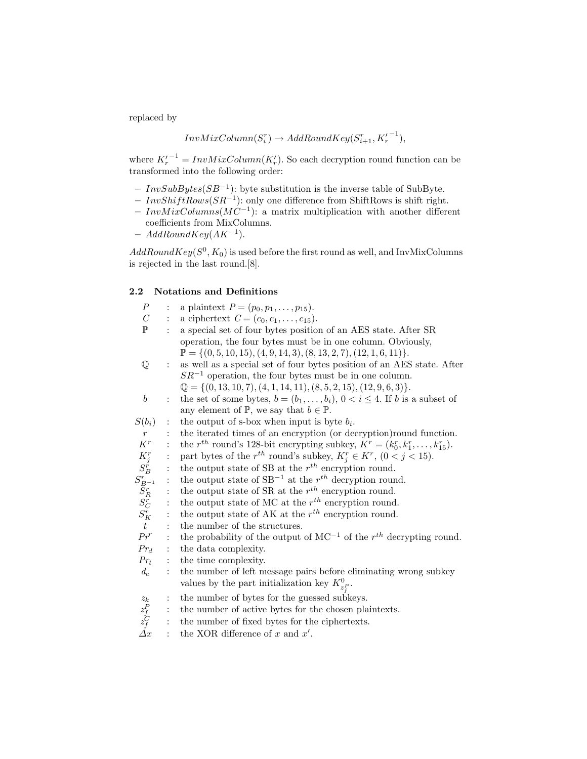replaced by

$$InvMixColumn(S_i^r) \rightarrow AddRoundKey(S_{i+1}^r, {K'_r}^{-1}),$$

where ${K'_r}^{-1} = InvMixColumn(K'_r)$. So each decryption round function can be transformed into the following order:

- $InvSubBytes(SB^{-1})$: byte substitution is the inverse table of SubByte.
- $InvShiftRows(SR^{-1})$: only one difference from ShiftRows is shift right.
- $InvMixColumns(MC^{-1})$: a matrix multiplication with another different coefficients from MixColumns.
- $AddRoundKey(AK^{-1})$.

$AddRoundKey(S^0, K_0)$ is used before the first round as well, and InvMixColumns is rejected in the last round.[8].

### 2.2 Notations and Definitions

- $P$ : a plaintext $P = (p_0, p_1, \ldots, p_{15})$.
- $C$ : a ciphertext $C = (c_0, c_1, \ldots, c_{15})$.
- $\mathbb{P}$ : a special set of four bytes position of an AES state. After SR operation, the four bytes must be in one column. Obviously, $\mathbb{P} = \{(0, 5, 10, 15), (4, 9, 14, 3), (8, 13, 2, 7), (12, 1, 6, 11)\}$.
- $\mathbb{Q}$ : as well as a special set of four bytes position of an AES state. After $SR^{-1}$ operation, the four bytes must be in one column. $\mathbb{Q} = \{(0, 13, 10, 7), (4, 1, 14, 11), (8, 5, 2, 15), (12, 9, 6, 3)\}$.
- $b$ : the set of some bytes, $b = (b_1, \ldots, b_i)$, $0 < i \leq 4$. If $b$ is a subset of any element of $\mathbb{P}$, we say that $b \in \mathbb{P}$.
- $S(b_i)$ : the output of s-box when input is byte $b_i$.
- $r$ : the iterated times of an encryption (or decryption)round function.
- $K^r$ : the $r^{th}$ round's 128-bit encrypting subkey, $K^r = (k_0^r, k_1^r, \ldots, k_{15}^r)$.
- $K_j^r$ : part bytes of the $r^{th}$ round's subkey, $K_j^r \in K^r$, $(0 < j < 15)$.
- $S_B^r$ : the output state of SB at the $r^{th}$ encryption round.
- $S_{B^{-1}}^r$ : the output state of $\text{SB}^{-1}$ at the $r^{th}$ decryption round.
- $S_R^r$ : the output state of SR at the $r^{th}$ encryption round.
- $S_C^r$ : the output state of MC at the $r^{th}$ encryption round.
- $S_K^r$ : the output state of AK at the $r^{th}$ encryption round.
- $t$ : the number of the structures.
- $Pr^r$ : the probability of the output of $\text{MC}^{-1}$ of the $r^{th}$ decrypting round.
- $Pr_d$ : the data complexity.
- $Pr_t$ : the time complexity.
- $d_e$ : the number of left message pairs before eliminating wrong subkey values by the part initialization key $K_{z_f^P}^0$.
- $z_k$ : the number of bytes for the guessed subkeys.
- $z_f^P$ : the number of active bytes for the chosen plaintexts.
- $z_f^C$ : the number of fixed bytes for the ciphertexts.
- $\Delta x$ : the XOR difference of $x$ and $x'$.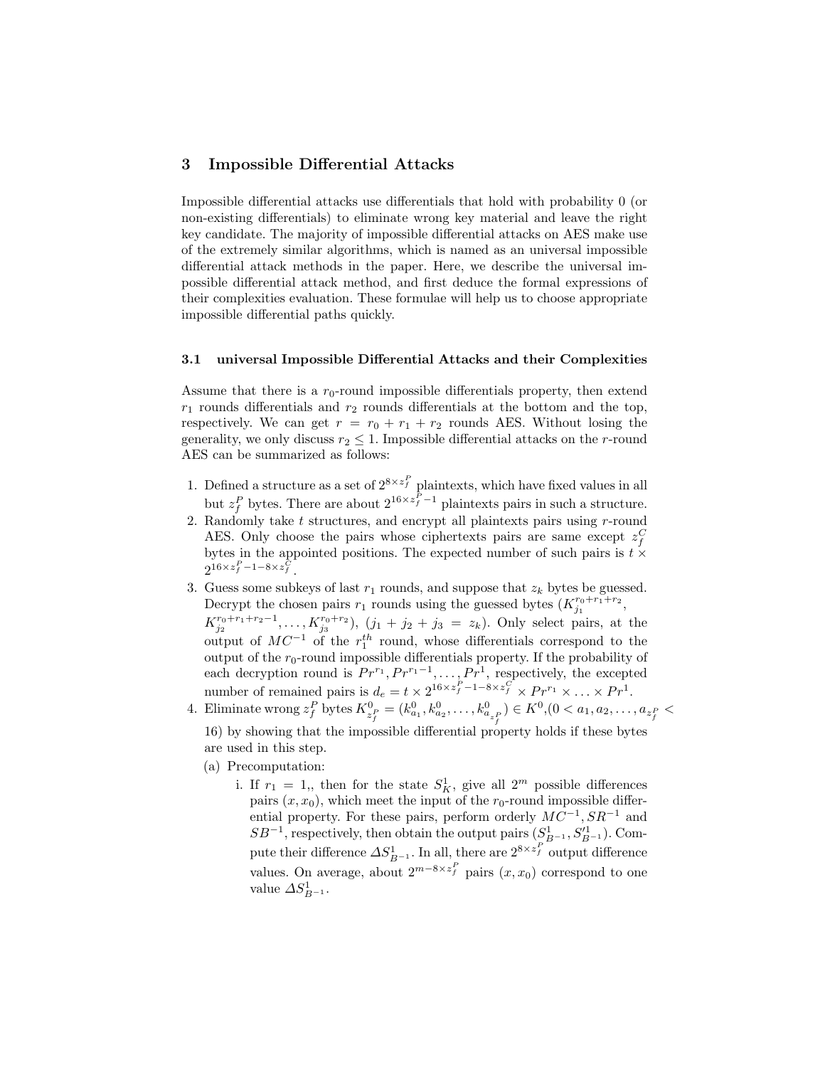## 3 Impossible Differential Attacks

Impossible differential attacks use differentials that hold with probability 0 (or non-existing differentials) to eliminate wrong key material and leave the right key candidate. The majority of impossible differential attacks on AES make use of the extremely similar algorithms, which is named as an universal impossible differential attack methods in the paper. Here, we describe the universal impossible differential attack method, and first deduce the formal expressions of their complexities evaluation. These formulae will help us to choose appropriate impossible differential paths quickly.

### 3.1 universal Impossible Differential Attacks and their Complexities

Assume that there is a $r_0$-round impossible differentials property, then extend $r_1$ rounds differentials and $r_2$ rounds differentials at the bottom and the top, respectively. We can get $r = r_0 + r_1 + r_2$ rounds AES. Without losing the generality, we only discuss $r_2 \leq 1$. Impossible differential attacks on the $r$-round AES can be summarized as follows:

1. Defined a structure as a set of $2^{8 \times z_f^P}$ plaintexts, which have fixed values in all but $z_f^P$ bytes. There are about $2^{16 \times z_f^P - 1}$ plaintexts pairs in such a structure.
2. Randomly take $t$ structures, and encrypt all plaintexts pairs using $r$-round AES. Only choose the pairs whose ciphertexts pairs are same except $z_f^C$ bytes in the appointed positions. The expected number of such pairs is $t \times 2^{16 \times z_f^P - 1 - 8 \times z_f^C}$.
3. Guess some subkeys of last $r_1$ rounds, and suppose that $z_k$ bytes be guessed. Decrypt the chosen pairs $r_1$ rounds using the guessed bytes ($K_{j_1}^{r_0+r_1+r_2}$, $K_{j_2}^{r_0+r_1+r_2-1}, \ldots, K_{j_3}^{r_0+r_2}$), $(j_1 + j_2 + j_3 = z_k)$. Only select pairs, at the output of $MC^{-1}$ of the $r_1^{th}$ round, whose differentials correspond to the output of the $r_0$-round impossible differentials property. If the probability of each decryption round is $Pr^{r_1}, Pr^{r_1-1}, \ldots, Pr^1$, respectively, the excepted number of remained pairs is $d_e = t \times 2^{16 \times z_f^P - 1 - 8 \times z_f^C} \times Pr^{r_1} \times \ldots \times Pr^1$.
4. Eliminate wrong $z_f^P$ bytes $K_{z_f^P}^0 = (k_{a_1}^0, k_{a_2}^0, \ldots, k_{a_{z_f^P}}^0) \in K^0, (0 < a_1, a_2, \ldots, a_{z_f^P} < 16)$ by showing that the impossible differential property holds if these bytes are used in this step.
   (a) Precomputation:
      i. If $r_1 = 1$,, then for the state $S_K^1$, give all $2^m$ possible differences pairs $(x, x_0)$, which meet the input of the $r_0$-round impossible differential property. For these pairs, perform orderly $MC^{-1}, SR^{-1}$ and $SB^{-1}$, respectively, then obtain the output pairs $(S_{B^{-1}}^1, S_{B^{-1}}'^1)$. Compute their difference $\Delta S_{B^{-1}}^1$. In all, there are $2^{8 \times z_f^P}$ output difference values. On average, about $2^{m - 8 \times z_f^P}$ pairs $(x, x_0)$ correspond to one value $\Delta S_{B^{-1}}^1$.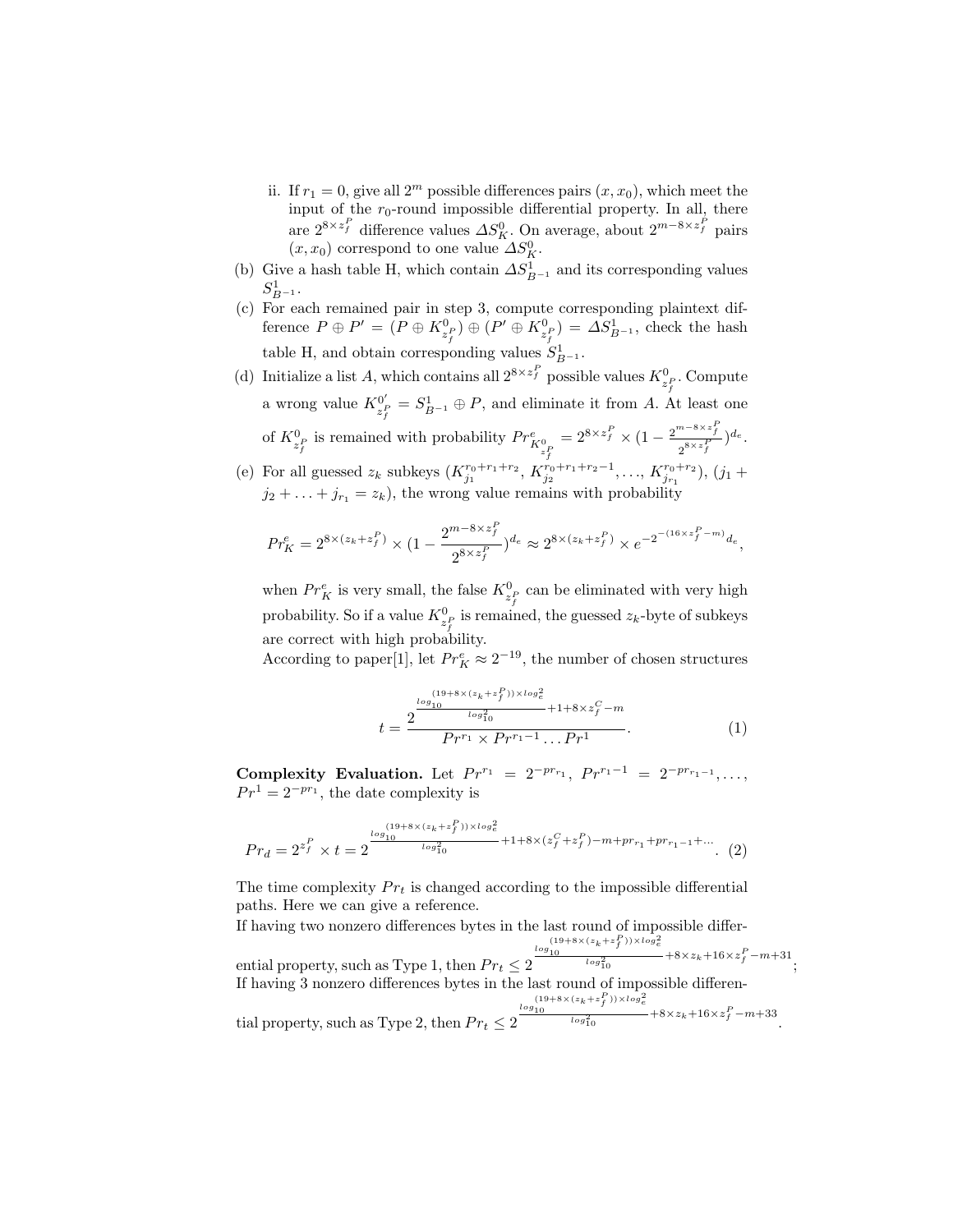ii. If $r_1 = 0$, give all $2^m$ possible differences pairs $(x, x_0)$, which meet the input of the $r_0$-round impossible differential property. In all, there are $2^{8\times z_f^P}$ difference values $\Delta S_K^0$. On average, about $2^{m-8\times z_f^P}$ pairs $(x, x_0)$ correspond to one value $\Delta S_K^0$.

(b) Give a hash table H, which contain $\Delta S_{B^{-1}}^1$ and its corresponding values $S_{B^{-1}}^1$.

(c) For each remained pair in step 3, compute corresponding plaintext difference $P \oplus P' = (P \oplus K_{z_f^P}^0) \oplus (P' \oplus K_{z_f^P}^0) = \Delta S_{B^{-1}}^1$, check the hash table H, and obtain corresponding values $S_{B^{-1}}^1$.

(d) Initialize a list $A$, which contains all $2^{8\times z_f^P}$ possible values $K_{z_f^P}^0$. Compute a wrong value $K_{z_f^P}^{0'} = S_{B^{-1}}^1 \oplus P$, and eliminate it from $A$. At least one of $K_{z_f^P}^0$ is remained with probability $Pr_{K_{z_f^P}^0}^e = 2^{8\times z_f^P} \times (1 - \frac{2^{m-8\times z_f^P}}{2^{8\times z_f^P}})^{d_e}$.

(e) For all guessed $z_k$ subkeys ($K_{j_1}^{r_0+r_1+r_2}$, $K_{j_2}^{r_0+r_1+r_2-1}, \ldots, K_{j_{r_1}}^{r_0+r_2}$), $(j_1 + j_2 + \ldots + j_{r_1} = z_k)$, the wrong value remains with probability

$$Pr_K^e = 2^{8\times(z_k+z_f^P)} \times (1 - \frac{2^{m-8\times z_f^P}}{2^{8\times z_f^P}})^{d_e} \approx 2^{8\times(z_k+z_f^P)} \times e^{-2^{-(16\times z_f^P - m)} d_e},$$

when $Pr_K^e$ is very small, the false $K_{z_f^P}^0$ can be eliminated with very high probability. So if a value $K_{z_f^P}^0$ is remained, the guessed $z_k$-byte of subkeys are correct with high probability.

According to paper[1], let $Pr_K^e \approx 2^{-19}$, the number of chosen structures

$$t = \frac{2^{\frac{log_{10}^{(19+8\times(z_k+z_f^P))\times log_e^2}}{log_{10}^2}+1+8\times z_f^C - m}}{Pr^{r_1} \times Pr^{r_1-1} \ldots Pr^1}. \quad (1)$$

**Complexity Evaluation.** Let $Pr^{r_1} = 2^{-pr_{r_1}}$, $Pr^{r_1-1} = 2^{-pr_{r_1-1}}, \ldots, Pr^1 = 2^{-pr_1}$, the date complexity is

$$Pr_d = 2^{z_f^P} \times t = 2^{\frac{log_{10}^{(19+8\times(z_k+z_f^P))\times log_e^2}}{log_{10}^2}+1+8\times(z_f^C+z_f^P)-m+pr_{r_1}+pr_{r_1-1}+\ldots}. \quad (2)$$

The time complexity $Pr_t$ is changed according to the impossible differential paths. Here we can give a reference.

If having two nonzero differences bytes in the last round of impossible differential property, such as Type 1, then $Pr_t \leq 2^{\frac{log_{10}^{(19+8\times(z_k+z_f^P))\times log_e^2}}{log_{10}^2}+8\times z_k+16\times z_f^P - m+31}$;

If having 3 nonzero differences bytes in the last round of impossible differential property, such as Type 2, then $Pr_t \leq 2^{\frac{log_{10}^{(19+8\times(z_k+z_f^P))\times log_e^2}}{log_{10}^2}+8\times z_k+16\times z_f^P - m+33}$.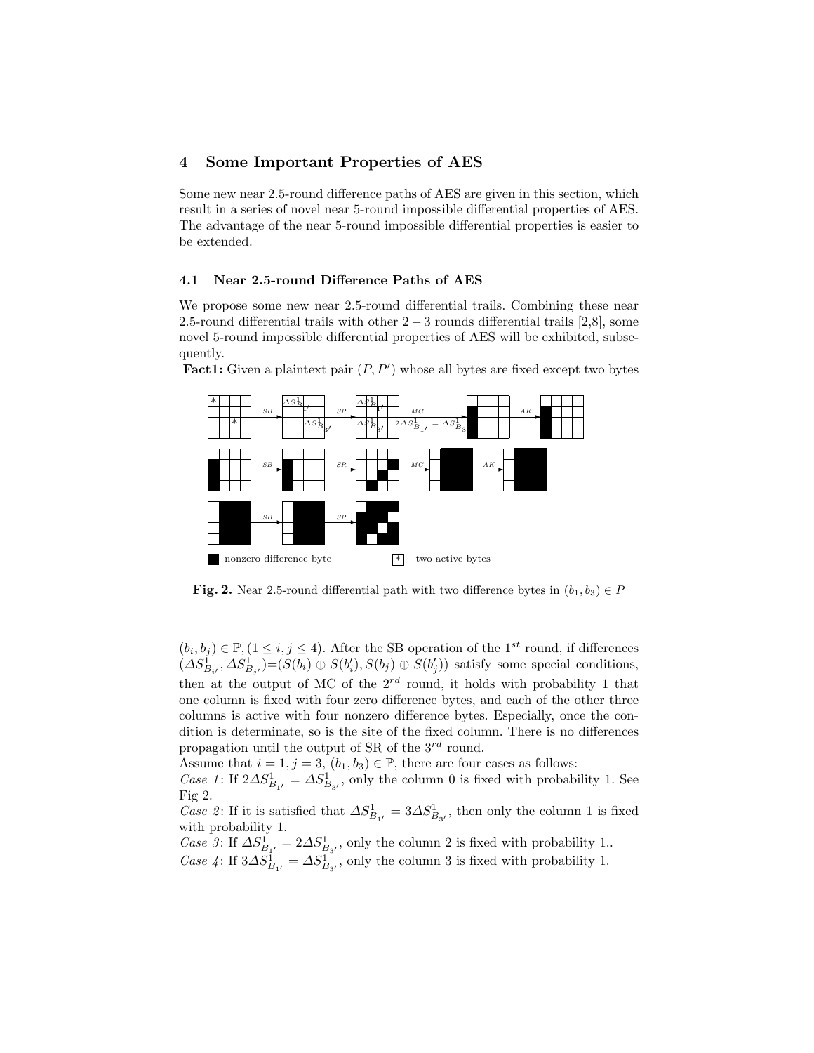## 4 Some Important Properties of AES

Some new near 2.5-round difference paths of AES are given in this section, which result in a series of novel near 5-round impossible differential properties of AES. The advantage of the near 5-round impossible differential properties is easier to be extended.

### 4.1 Near 2.5-round Difference Paths of AES

We propose some new near 2.5-round differential trails. Combining these near 2.5-round differential trails with other $2-3$ rounds differential trails [2,8], some novel 5-round impossible differential properties of AES will be exhibited, subsequently.

**Fact1:** Given a plaintext pair $(P, P')$ whose all bytes are fixed except two bytes

**Fig. 2.** Near 2.5-round differential path with two difference bytes in $(b_1, b_3) \in P$

$(b_i, b_j) \in \mathbb{P}, (1 \leq i, j \leq 4)$. After the SB operation of the $1^{st}$ round, if differences $(\Delta S^1_{B_{i'}}, \Delta S^1_{B_{j'}})$=$(S(b_i) \oplus S(b'_i), S(b_j) \oplus S(b'_j))$ satisfy some special conditions, then at the output of MC of the $2^{rd}$ round, it holds with probability 1 that one column is fixed with four zero difference bytes, and each of the other three columns is active with four nonzero difference bytes. Especially, once the condition is determinate, so is the site of the fixed column. There is no differences propagation until the output of SR of the $3^{rd}$ round.

Assume that $i = 1, j = 3$, $(b_1, b_3) \in \mathbb{P}$, there are four cases as follows:

*Case 1*: If $2\Delta S^1_{B_{1'}} = \Delta S^1_{B_{3'}}$, only the column 0 is fixed with probability 1. See Fig 2.

*Case 2*: If it is satisfied that $\Delta S^1_{B_{1'}} = 3\Delta S^1_{B_{3'}}$, then only the column 1 is fixed with probability 1.

*Case 3*: If $\Delta S^1_{B_{1'}} = 2\Delta S^1_{B_{3'}}$, only the column 2 is fixed with probability 1..

*Case 4*: If $3\Delta S^1_{B_{1'}} = \Delta S^1_{B_{3'}}$, only the column 3 is fixed with probability 1.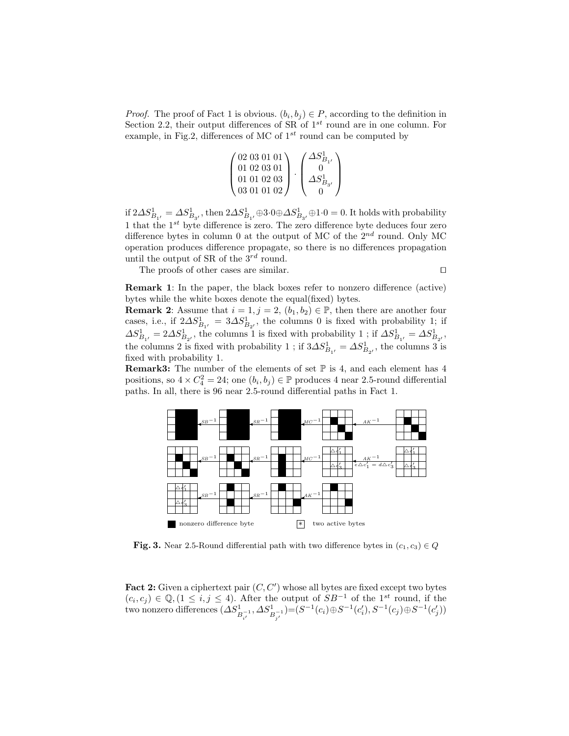*Proof.* The proof of Fact 1 is obvious. $(b_i, b_j) \in P$, according to the definition in Section 2.2, their output differences of SR of $1^{st}$ round are in one column. For example, in Fig.2, differences of MC of $1^{st}$ round can be computed by

$$\begin{pmatrix} 02\ 03\ 01\ 01 \\ 01\ 02\ 03\ 01 \\ 01\ 01\ 02\ 03 \\ 03\ 01\ 01\ 02 \end{pmatrix} \cdot \begin{pmatrix} \Delta S^1_{B_{1'}} \\ 0 \\ \Delta S^1_{B_{3'}} \\ 0 \end{pmatrix}$$

if $2\Delta S^1_{B_{1'}} = \Delta S^1_{B_{3'}}$, then $2\Delta S^1_{B_{1'}} \oplus 3 \cdot 0 \oplus \Delta S^1_{B_{3'}} \oplus 1 \cdot 0 = 0$. It holds with probability 1 that the $1^{st}$ byte difference is zero. The zero difference byte deduces four zero difference bytes in column 0 at the output of MC of the $2^{nd}$ round. Only MC operation produces difference propagate, so there is no differences propagation until the output of SR of the $3^{rd}$ round.

The proofs of other cases are similar. □

**Remark 1**: In the paper, the black boxes refer to nonzero difference (active) bytes while the white boxes denote the equal(fixed) bytes.

**Remark 2**: Assume that $i = 1, j = 2$, $(b_1, b_2) \in \mathbb{P}$, then there are another four cases, i.e., if $2\Delta S^1_{B_{1'}} = 3\Delta S^1_{B_{2'}}$, the columns 0 is fixed with probability 1; if $\Delta S^1_{B_{1'}} = 2\Delta S^1_{B_{2'}}$, the columns 1 is fixed with probability 1 ; if $\Delta S^1_{B_{1'}} = \Delta S^1_{B_{2'}}$, the columns 2 is fixed with probability 1 ; if $3\Delta S^1_{B_{1'}} = \Delta S^1_{B_{2'}}$, the columns 3 is fixed with probability 1.

**Remark3:** The number of the elements of set $\mathbb{P}$ is 4, and each element has 4 positions, so $4 \times C_4^2 = 24$; one $(b_i, b_j) \in \mathbb{P}$ produces 4 near 2.5-round differential paths. In all, there is 96 near 2.5-round differential paths in Fact 1.

**Fig. 3.** Near 2.5-Round differential path with two difference bytes in $(c_1, c_3) \in Q$

**Fact 2:** Given a ciphertext pair $(C, C')$ whose all bytes are fixed except two bytes $(c_i, c_j) \in \mathbb{Q}, (1 \le i, j \le 4)$. After the output of $SB^{-1}$ of the $1^{st}$ round, if the two nonzero differences $(\Delta S^1_{B^{-1}_{i'}}, \Delta S^1_{B^{-1}_{j'}}) = (S^{-1}(c_i) \oplus S^{-1}(c'_i), S^{-1}(c_j) \oplus S^{-1}(c'_j))$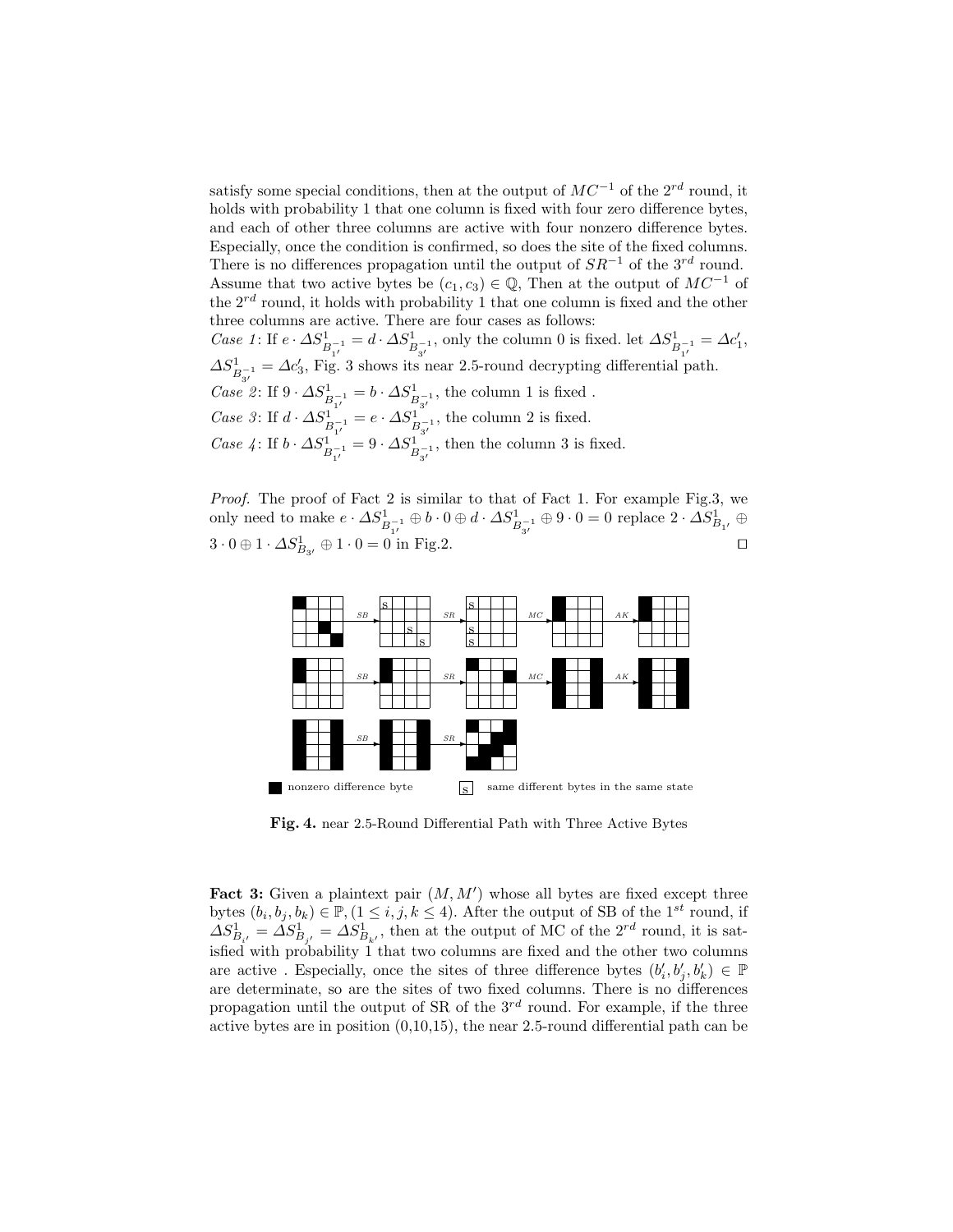satisfy some special conditions, then at the output of $MC^{-1}$ of the $2^{rd}$ round, it holds with probability 1 that one column is fixed with four zero difference bytes, and each of other three columns are active with four nonzero difference bytes. Especially, once the condition is confirmed, so does the site of the fixed columns. There is no differences propagation until the output of $SR^{-1}$ of the $3^{rd}$ round. Assume that two active bytes be $(c_1, c_3) \in \mathbb{Q}$, Then at the output of $MC^{-1}$ of the $2^{rd}$ round, it holds with probability 1 that one column is fixed and the other three columns are active. There are four cases as follows:

*Case 1*: If $e \cdot \Delta S^1_{B^{-1}_{1'}} = d \cdot \Delta S^1_{B^{-1}_{3'}}$, only the column 0 is fixed. let $\Delta S^1_{B^{-1}_{1'}} = \Delta c'_1$, $\Delta S^1_{B^{-1}_{3'}} = \Delta c'_3$, Fig. 3 shows its near 2.5-round decrypting differential path.

*Case 2*: If $9 \cdot \Delta S^1_{B^{-1}_{1'}} = b \cdot \Delta S^1_{B^{-1}_{3'}}$, the column 1 is fixed .

*Case 3*: If $d \cdot \Delta S^1_{B^{-1}_{1'}} = e \cdot \Delta S^1_{B^{-1}_{3'}}$, the column 2 is fixed.

*Case 4*: If $b \cdot \Delta S^1_{B^{-1}_{1'}} = 9 \cdot \Delta S^1_{B^{-1}_{3'}}$, then the column 3 is fixed.

*Proof.* The proof of Fact 2 is similar to that of Fact 1. For example Fig.3, we only need to make $e \cdot \Delta S^1_{B^{-1}_{1'}} \oplus b \cdot 0 \oplus d \cdot \Delta S^1_{B^{-1}_{3'}} \oplus 9 \cdot 0 = 0$ replace $2 \cdot \Delta S^1_{B_{1'}} \oplus 3 \cdot 0 \oplus 1 \cdot \Delta S^1_{B_{3'}} \oplus 1 \cdot 0 = 0$ in Fig.2. □

**Fig. 4.** near 2.5-Round Differential Path with Three Active Bytes

**Fact 3:** Given a plaintext pair $(M, M')$ whose all bytes are fixed except three bytes $(b_i, b_j, b_k) \in \mathbb{P}, (1 \leq i, j, k \leq 4)$. After the output of SB of the $1^{st}$ round, if $\Delta S^1_{B_{i'}} = \Delta S^1_{B_{j'}} = \Delta S^1_{B_{k'}}$, then at the output of MC of the $2^{rd}$ round, it is satisfied with probability 1 that two columns are fixed and the other two columns are active . Especially, once the sites of three difference bytes $(b'_i, b'_j, b'_k) \in \mathbb{P}$ are determinate, so are the sites of two fixed columns. There is no differences propagation until the output of SR of the $3^{rd}$ round. For example, if the three active bytes are in position (0,10,15), the near 2.5-round differential path can be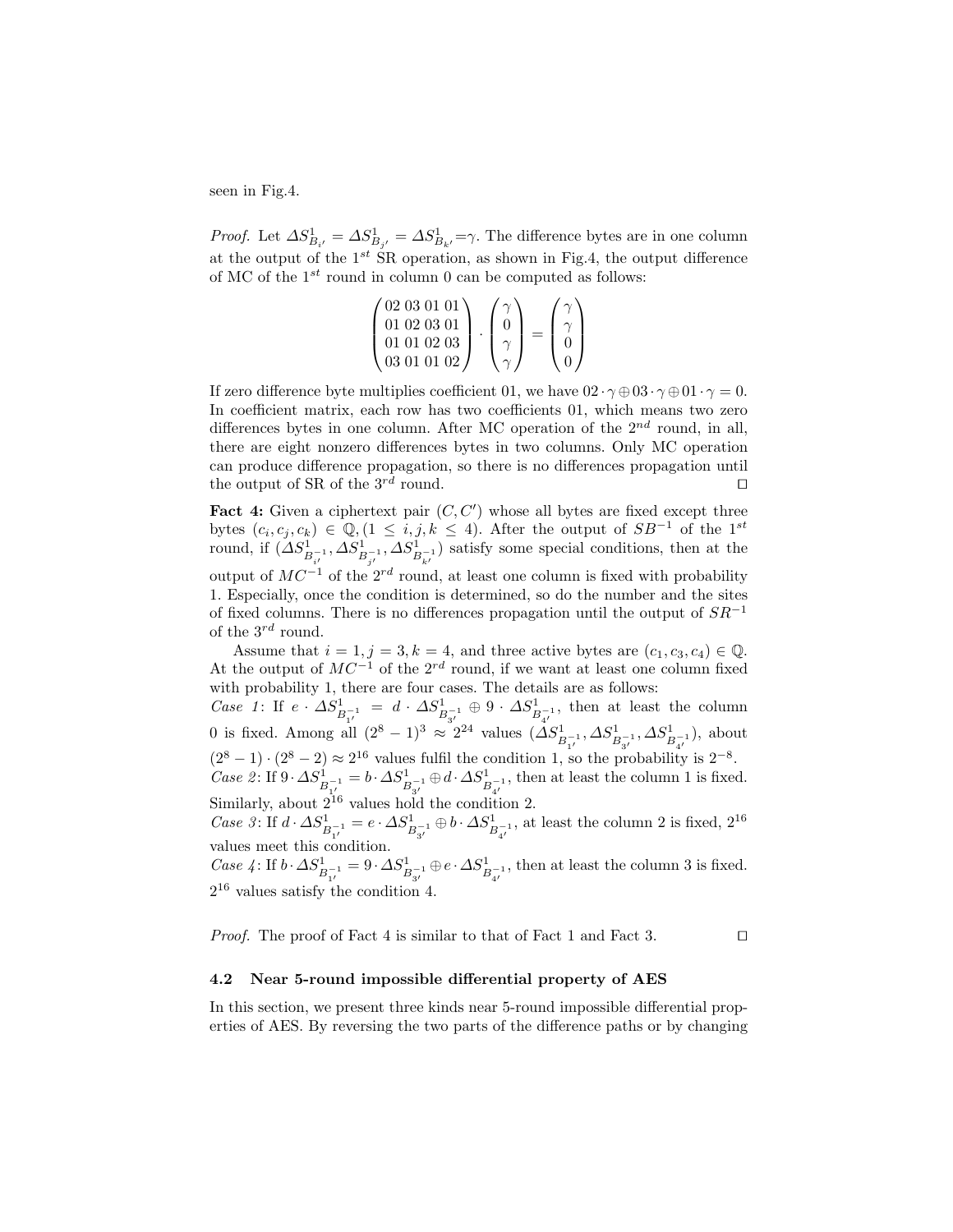seen in Fig.4.

*Proof.* Let $\Delta S^1_{B_{i'}} = \Delta S^1_{B_{j'}} = \Delta S^1_{B_{k'}} = \gamma$. The difference bytes are in one column at the output of the $1^{st}$ SR operation, as shown in Fig.4, the output difference of MC of the $1^{st}$ round in column 0 can be computed as follows:

$$\begin{pmatrix} 02\ 03\ 01\ 01 \\ 01\ 02\ 03\ 01 \\ 01\ 01\ 02\ 03 \\ 03\ 01\ 01\ 02 \end{pmatrix} \cdot \begin{pmatrix} \gamma \\ 0 \\ \gamma \\ \gamma \end{pmatrix} = \begin{pmatrix} \gamma \\ \gamma \\ 0 \\ 0 \end{pmatrix}$$

If zero difference byte multiplies coefficient 01, we have $02 \cdot \gamma \oplus 03 \cdot \gamma \oplus 01 \cdot \gamma = 0$. In coefficient matrix, each row has two coefficients 01, which means two zero differences bytes in one column. After MC operation of the $2^{nd}$ round, in all, there are eight nonzero differences bytes in two columns. Only MC operation can produce difference propagation, so there is no differences propagation until the output of SR of the $3^{rd}$ round. □

**Fact 4:** Given a ciphertext pair $(C, C')$ whose all bytes are fixed except three bytes $(c_i, c_j, c_k) \in \mathbb{Q}, (1 \leq i, j, k \leq 4)$. After the output of $SB^{-1}$ of the $1^{st}$ round, if $(\Delta S^1_{B^{-1}_{i'}}, \Delta S^1_{B^{-1}_{j'}}, \Delta S^1_{B^{-1}_{k'}})$ satisfy some special conditions, then at the output of $MC^{-1}$ of the $2^{rd}$ round, at least one column is fixed with probability 1. Especially, once the condition is determined, so do the number and the sites of fixed columns. There is no differences propagation until the output of $SR^{-1}$ of the $3^{rd}$ round.

Assume that $i = 1, j = 3, k = 4$, and three active bytes are $(c_1, c_3, c_4) \in \mathbb{Q}$. At the output of $MC^{-1}$ of the $2^{rd}$ round, if we want at least one column fixed with probability 1, there are four cases. The details are as follows:
*Case 1*: If $e \cdot \Delta S^1_{B^{-1}_{1'}} = d \cdot \Delta S^1_{B^{-1}_{3'}} \oplus 9 \cdot \Delta S^1_{B^{-1}_{4'}}$, then at least the column 0 is fixed. Among all $(2^8 - 1)^3 \approx 2^{24}$ values $(\Delta S^1_{B^{-1}_{1'}}, \Delta S^1_{B^{-1}_{3'}}, \Delta S^1_{B^{-1}_{4'}})$, about $(2^8 - 1) \cdot (2^8 - 2) \approx 2^{16}$ values fulfil the condition 1, so the probability is $2^{-8}$.
*Case 2*: If $9 \cdot \Delta S^1_{B^{-1}_{1'}} = b \cdot \Delta S^1_{B^{-1}_{3'}} \oplus d \cdot \Delta S^1_{B^{-1}_{4'}}$, then at least the column 1 is fixed. Similarly, about $2^{16}$ values hold the condition 2.
*Case 3*: If $d \cdot \Delta S^1_{B^{-1}_{1'}} = e \cdot \Delta S^1_{B^{-1}_{3'}} \oplus b \cdot \Delta S^1_{B^{-1}_{4'}}$, at least the column 2 is fixed, $2^{16}$ values meet this condition.
*Case 4*: If $b \cdot \Delta S^1_{B^{-1}_{1'}} = 9 \cdot \Delta S^1_{B^{-1}_{3'}} \oplus e \cdot \Delta S^1_{B^{-1}_{4'}}$, then at least the column 3 is fixed. $2^{16}$ values satisfy the condition 4.

*Proof.* The proof of Fact 4 is similar to that of Fact 1 and Fact 3. □

### 4.2 Near 5-round impossible differential property of AES

In this section, we present three kinds near 5-round impossible differential properties of AES. By reversing the two parts of the difference paths or by changing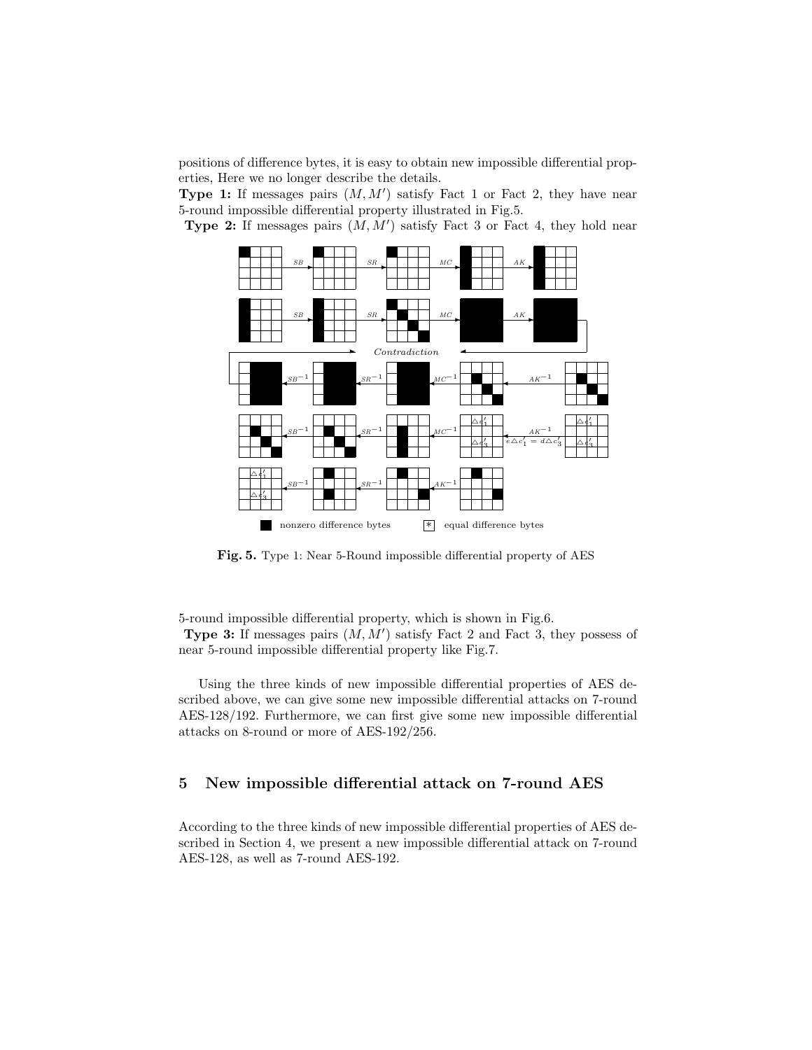positions of difference bytes, it is easy to obtain new impossible differential properties, Here we no longer describe the details.

**Type 1:** If messages pairs $(M, M')$ satisfy Fact 1 or Fact 2, they have near 5-round impossible differential property illustrated in Fig.5.

**Type 2:** If messages pairs $(M, M')$ satisfy Fact 3 or Fact 4, they hold near 5-round impossible differential property, which is shown in Fig.6.

**Fig. 5.** Type 1: Near 5-Round impossible differential property of AES

**Type 3:** If messages pairs $(M, M')$ satisfy Fact 2 and Fact 3, they possess of near 5-round impossible differential property like Fig.7.

Using the three kinds of new impossible differential properties of AES described above, we can give some new impossible differential attacks on 7-round AES-128/192. Furthermore, we can first give some new impossible differential attacks on 8-round or more of AES-192/256.

## 5 New impossible differential attack on 7-round AES

According to the three kinds of new impossible differential properties of AES described in Section 4, we present a new impossible differential attack on 7-round AES-128, as well as 7-round AES-192.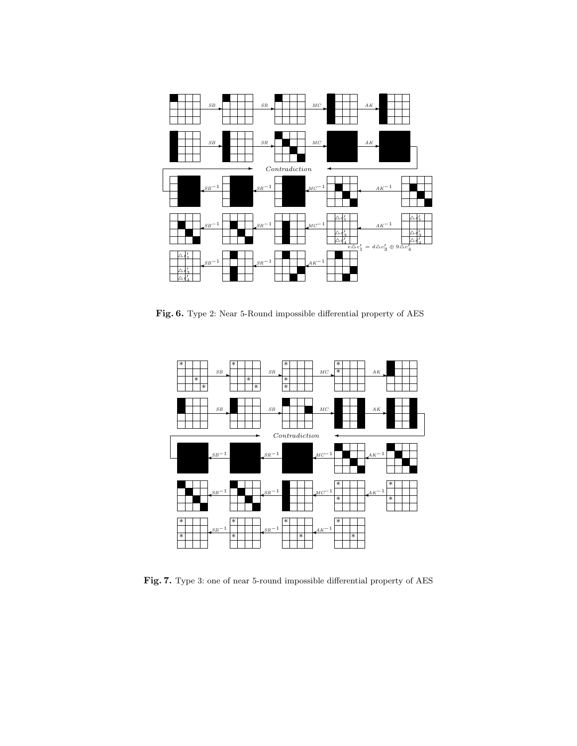**Fig. 6.** Type 2: Near 5-Round impossible differential property of AES

**Fig. 7.** Type 3: one of near 5-round impossible differential property of AES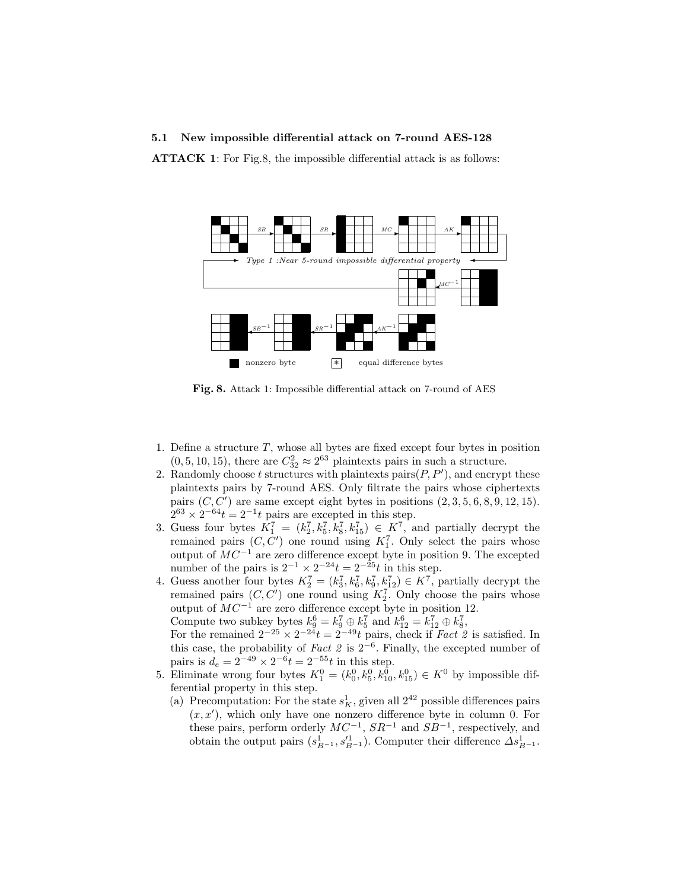### 5.1 New impossible differential attack on 7-round AES-128

**ATTACK 1**: For Fig.8, the impossible differential attack is as follows:

**Fig. 8.** Attack 1: Impossible differential attack on 7-round of AES

1. Define a structure $T$, whose all bytes are fixed except four bytes in position $(0, 5, 10, 15)$, there are $C_{32}^2 \approx 2^{63}$ plaintexts pairs in such a structure.
2. Randomly choose $t$ structures with plaintexts pairs$(P, P')$, and encrypt these plaintexts pairs by 7-round AES. Only filtrate the pairs whose ciphertexts pairs $(C, C')$ are same except eight bytes in positions $(2, 3, 5, 6, 8, 9, 12, 15)$. $2^{63} \times 2^{-64}t = 2^{-1}t$ pairs are excepted in this step.
3. Guess four bytes $K_1^7 = (k_2^7, k_5^7, k_8^7, k_{15}^7) \in K^7$, and partially decrypt the remained pairs $(C, C')$ one round using $K_1^7$. Only select the pairs whose output of $MC^{-1}$ are zero difference except byte in position 9. The excepted number of the pairs is $2^{-1} \times 2^{-24}t = 2^{-25}t$ in this step.
4. Guess another four bytes $K_2^7 = (k_3^7, k_6^7, k_9^7, k_{12}^7) \in K^7$, partially decrypt the remained pairs $(C, C')$ one round using $K_2^7$. Only choose the pairs whose output of $MC^{-1}$ are zero difference except byte in position 12.
   Compute two subkey bytes $k_9^6 = k_9^7 \oplus k_5^7$ and $k_{12}^6 = k_{12}^7 \oplus k_8^7$,
   For the remained $2^{-25} \times 2^{-24}t = 2^{-49}t$ pairs, check if *Fact 2* is satisfied. In this case, the probability of *Fact 2* is $2^{-6}$. Finally, the excepted number of pairs is $d_e = 2^{-49} \times 2^{-6}t = 2^{-55}t$ in this step.
5. Eliminate wrong four bytes $K_1^0 = (k_0^0, k_5^0, k_{10}^0, k_{15}^0) \in K^0$ by impossible differential property in this step.
   (a) Precomputation: For the state $s_K^1$, given all $2^{42}$ possible differences pairs $(x, x')$, which only have one nonzero difference byte in column 0. For these pairs, perform orderly $MC^{-1}$, $SR^{-1}$ and $SB^{-1}$, respectively, and obtain the output pairs $(s_{B^{-1}}^1, s'^1_{B^{-1}})$. Computer their difference $\Delta s_{B^{-1}}^1$.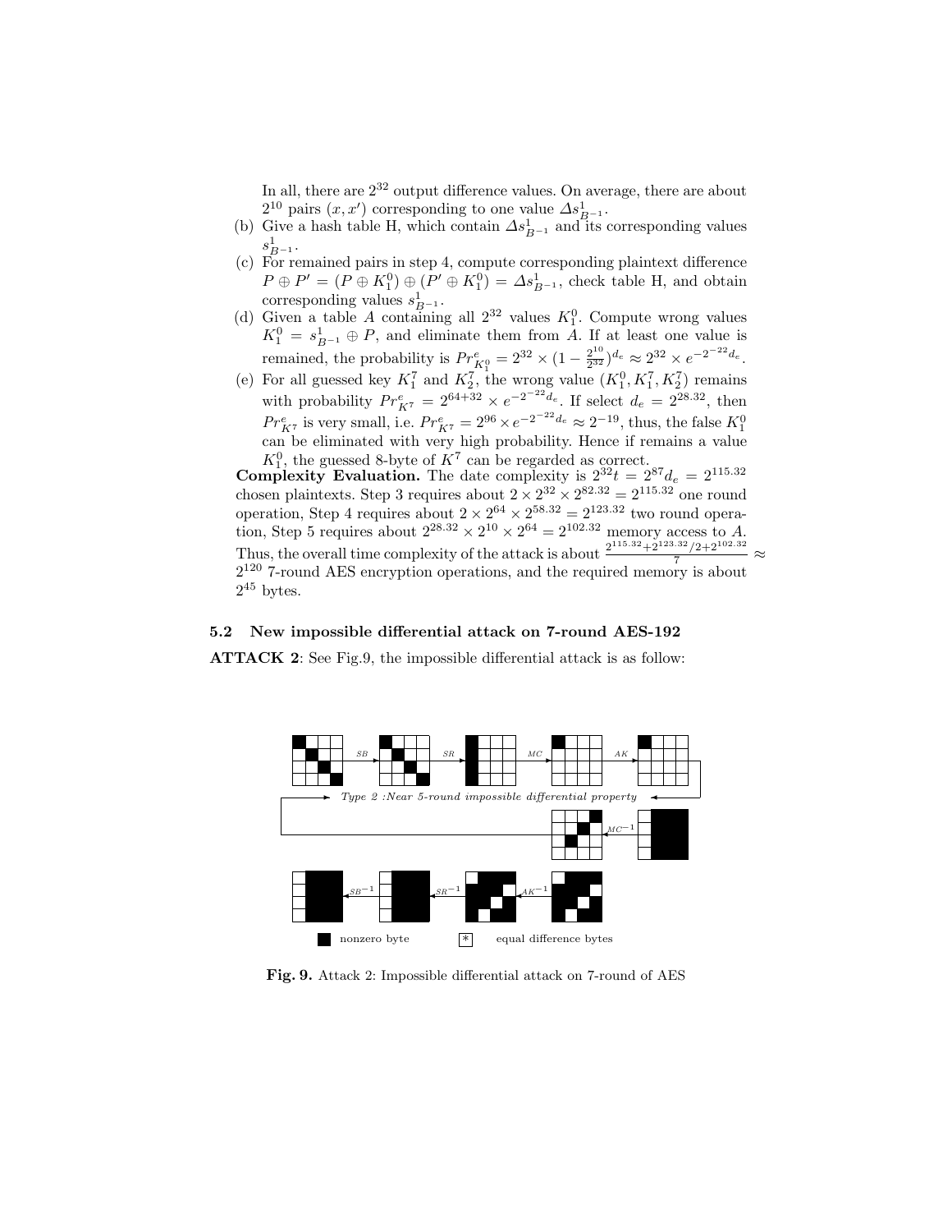In all, there are $2^{32}$ output difference values. On average, there are about $2^{10}$ pairs $(x, x')$ corresponding to one value $\Delta s^1_{B^{-1}}$.

(b) Give a hash table H, which contain $\Delta s^1_{B^{-1}}$ and its corresponding values $s^1_{B^{-1}}$.

(c) For remained pairs in step 4, compute corresponding plaintext difference $P \oplus P' = (P \oplus K^0_1) \oplus (P' \oplus K^0_1) = \Delta s^1_{B^{-1}}$, check table H, and obtain corresponding values $s^1_{B^{-1}}$.

(d) Given a table $A$ containing all $2^{32}$ values $K^0_1$. Compute wrong values $K^0_1 = s^1_{B^{-1}} \oplus P$, and eliminate them from $A$. If at least one value is remained, the probability is $Pr^e_{K^0_1} = 2^{32} \times (1 - \frac{2^{10}}{2^{32}})^{d_e} \approx 2^{32} \times e^{-2^{-22} d_e}$.

(e) For all guessed key $K^7_1$ and $K^7_2$, the wrong value $(K^0_1, K^7_1, K^7_2)$ remains with probability $Pr^e_{K^7} = 2^{64+32} \times e^{-2^{-22} d_e}$. If select $d_e = 2^{28.32}$, then $Pr^e_{K^7}$ is very small, i.e. $Pr^e_{K^7} = 2^{96} \times e^{-2^{-22} d_e} \approx 2^{-19}$, thus, the false $K^0_1$ can be eliminated with very high probability. Hence if remains a value $K^0_1$, the guessed 8-byte of $K^7$ can be regarded as correct.

**Complexity Evaluation.** The date complexity is $2^{32} t = 2^{87} d_e = 2^{115.32}$ chosen plaintexts. Step 3 requires about $2 \times 2^{32} \times 2^{82.32} = 2^{115.32}$ one round operation, Step 4 requires about $2 \times 2^{64} \times 2^{58.32} = 2^{123.32}$ two round operation, Step 5 requires about $2^{28.32} \times 2^{10} \times 2^{64} = 2^{102.32}$ memory access to $A$. Thus, the overall time complexity of the attack is about $\frac{2^{115.32} + 2^{123.32}/2 + 2^{102.32}}{7} \approx 2^{120}$ 7-round AES encryption operations, and the required memory is about $2^{45}$ bytes.

### 5.2 New impossible differential attack on 7-round AES-192

**ATTACK 2**: See Fig.9, the impossible differential attack is as follow:

**Fig. 9.** Attack 2: Impossible differential attack on 7-round of AES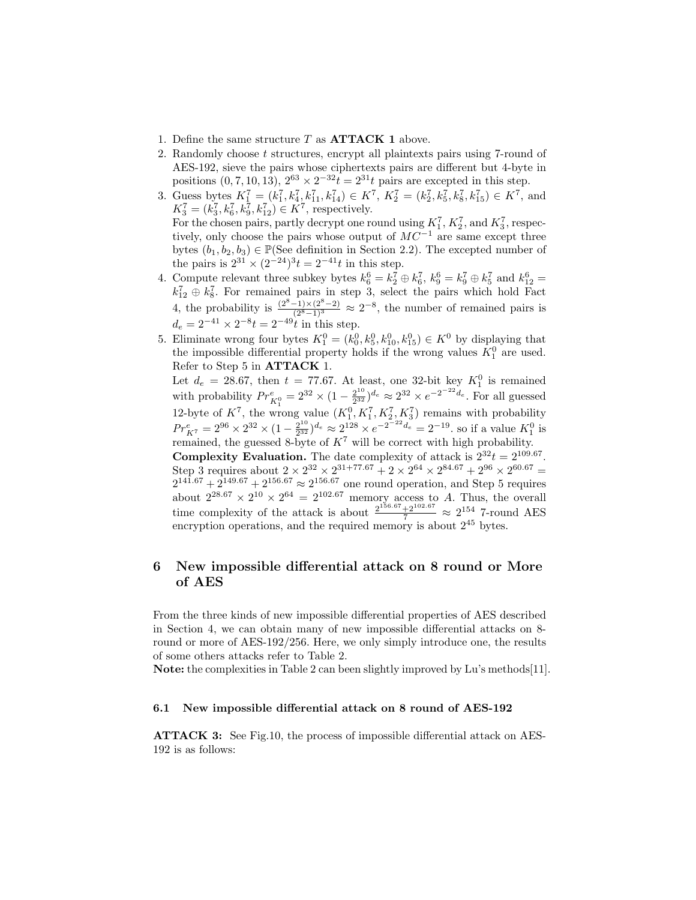1. Define the same structure $T$ as **ATTACK 1** above.
2. Randomly choose $t$ structures, encrypt all plaintexts pairs using 7-round of AES-192, sieve the pairs whose ciphertexts pairs are different but 4-byte in positions $(0, 7, 10, 13)$, $2^{63} \times 2^{-32}t = 2^{31}t$ pairs are excepted in this step.
3. Guess bytes $K_1^7 = (k_1^7, k_4^7, k_{11}^7, k_{14}^7) \in K^7$, $K_2^7 = (k_2^7, k_5^7, k_8^7, k_{15}^7) \in K^7$, and $K_3^7 = (k_3^7, k_6^7, k_9^7, k_{12}^7) \in K^7$, respectively.
   For the chosen pairs, partly decrypt one round using $K_1^7$, $K_2^7$, and $K_3^7$, respectively, only choose the pairs whose output of $MC^{-1}$ are same except three bytes $(b_1, b_2, b_3) \in \mathbb{P}$(See definition in Section 2.2). The excepted number of the pairs is $2^{31} \times (2^{-24})^3 t = 2^{-41}t$ in this step.
4. Compute relevant three subkey bytes $k_6^6 = k_2^7 \oplus k_6^7$, $k_9^6 = k_9^7 \oplus k_5^7$ and $k_{12}^6 = k_{12}^7 \oplus k_8^7$. For remained pairs in step 3, select the pairs which hold Fact 4, the probability is $\frac{(2^8-1)\times(2^8-2)}{(2^8-1)^3} \approx 2^{-8}$, the number of remained pairs is $d_e = 2^{-41} \times 2^{-8}t = 2^{-49}t$ in this step.
5. Eliminate wrong four bytes $K_1^0 = (k_0^0, k_5^0, k_{10}^0, k_{15}^0) \in K^0$ by displaying that the impossible differential property holds if the wrong values $K_1^0$ are used. Refer to Step 5 in **ATTACK** 1.
   Let $d_e = 28.67$, then $t = 77.67$. At least, one 32-bit key $K_1^0$ is remained with probability $Pr_{K_1^0}^e = 2^{32} \times (1 - \frac{2^{10}}{2^{32}})^{d_e} \approx 2^{32} \times e^{-2^{-22}d_e}$. For all guessed 12-byte of $K^7$, the wrong value $(K_1^0, K_1^7, K_2^7, K_3^7)$ remains with probability $Pr_{K^7}^e = 2^{96} \times 2^{32} \times (1 - \frac{2^{10}}{2^{32}})^{d_e} \approx 2^{128} \times e^{-2^{-22}d_e} = 2^{-19}$. so if a value $K_1^0$ is remained, the guessed 8-byte of $K^7$ will be correct with high probability.
   **Complexity Evaluation.** The date complexity of attack is $2^{32}t = 2^{109.67}$. Step 3 requires about $2 \times 2^{32} \times 2^{31+77.67} + 2 \times 2^{64} \times 2^{84.67} + 2^{96} \times 2^{60.67} = 2^{141.67} + 2^{149.67} + 2^{156.67} \approx 2^{156.67}$ one round operation, and Step 5 requires about $2^{28.67} \times 2^{10} \times 2^{64} = 2^{102.67}$ memory access to $A$. Thus, the overall time complexity of the attack is about $\frac{2^{156.67}+2^{102.67}}{7} \approx 2^{154}$ 7-round AES encryption operations, and the required memory is about $2^{45}$ bytes.

# 6 New impossible differential attack on 8 round or More of AES

From the three kinds of new impossible differential properties of AES described in Section 4, we can obtain many of new impossible differential attacks on 8-round or more of AES-192/256. Here, we only simply introduce one, the results of some others attacks refer to Table 2.

**Note:** the complexities in Table 2 can been slightly improved by Lu's methods[11].

## 6.1 New impossible differential attack on 8 round of AES-192

**ATTACK 3:** See Fig.10, the process of impossible differential attack on AES-192 is as follows: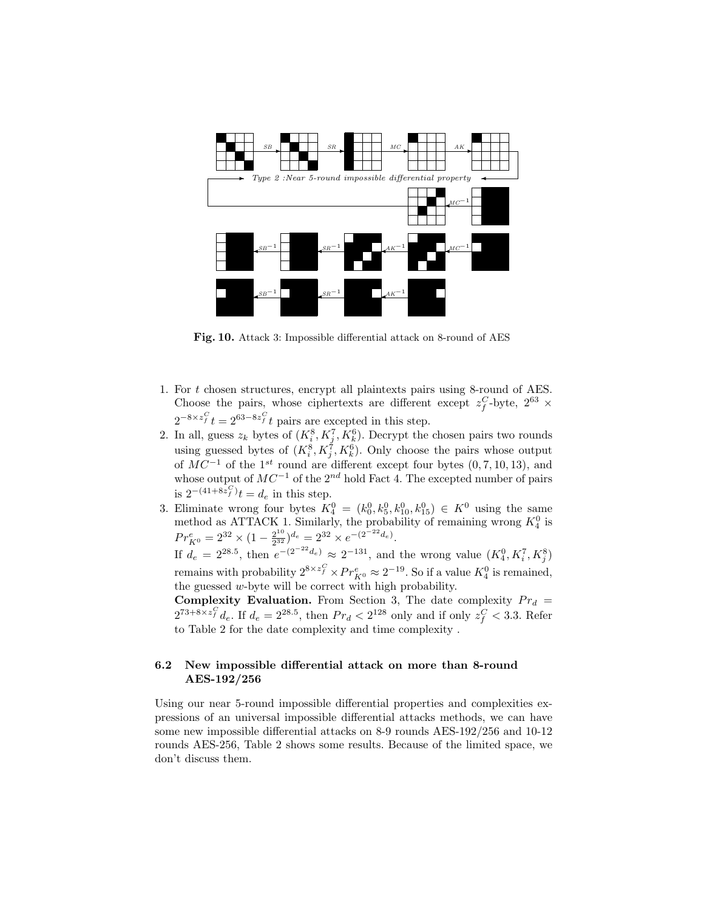*Type 2 :Near 5-round impossible differential property*

**Fig. 10.** Attack 3: Impossible differential attack on 8-round of AES

1. For $t$ chosen structures, encrypt all plaintexts pairs using 8-round of AES. Choose the pairs, whose ciphertexts are different except $z_f^C$-byte, $2^{63} \times 2^{-8\times z_f^C} t = 2^{63-8z_f^C} t$ pairs are excepted in this step.
2. In all, guess $z_k$ bytes of $(K_i^8, K_j^7, K_k^6)$. Decrypt the chosen pairs two rounds using guessed bytes of $(K_i^8, K_j^7, K_k^6)$. Only choose the pairs whose output of $MC^{-1}$ of the $1^{st}$ round are different except four bytes $(0, 7, 10, 13)$, and whose output of $MC^{-1}$ of the $2^{nd}$ hold Fact 4. The excepted number of pairs is $2^{-(41+8z_f^C)} t = d_e$ in this step.
3. Eliminate wrong four bytes $K_4^0 = (k_0^0, k_5^0, k_{10}^0, k_{15}^0) \in K^0$ using the same method as ATTACK 1. Similarly, the probability of remaining wrong $K_4^0$ is $Pr_{K^0}^e = 2^{32} \times (1 - \frac{2^{10}}{2^{32}})^{d_e} = 2^{32} \times e^{-(2^{-22} d_e)}$.
   If $d_e = 2^{28.5}$, then $e^{-(2^{-22} d_e)} \approx 2^{-131}$, and the wrong value $(K_4^0, K_i^7, K_j^8)$ remains with probability $2^{8\times z_f^C} \times Pr_{K^0}^e \approx 2^{-19}$. So if a value $K_4^0$ is remained, the guessed $w$-byte will be correct with high probability.
   **Complexity Evaluation.** From Section 3, The date complexity $Pr_d = 2^{73+8\times z_f^C} d_e$. If $d_e = 2^{28.5}$, then $Pr_d < 2^{128}$ only and if only $z_f^C < 3.3$. Refer to Table 2 for the date complexity and time complexity .

### 6.2 New impossible differential attack on more than 8-round AES-192/256

Using our near 5-round impossible differential properties and complexities expressions of an universal impossible differential attacks methods, we can have some new impossible differential attacks on 8-9 rounds AES-192/256 and 10-12 rounds AES-256, Table 2 shows some results. Because of the limited space, we don't discuss them.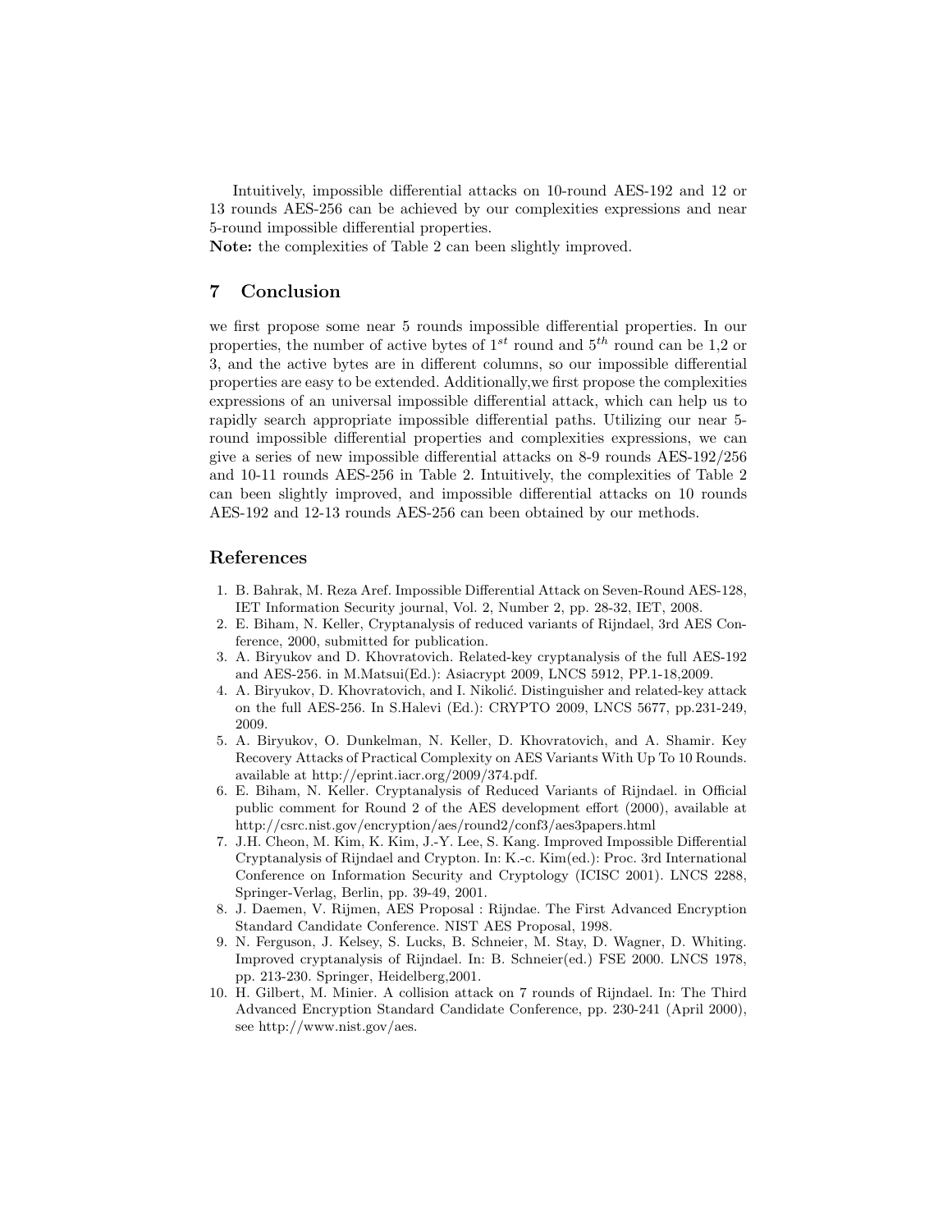Intuitively, impossible differential attacks on 10-round AES-192 and 12 or 13 rounds AES-256 can be achieved by our complexities expressions and near 5-round impossible differential properties.

**Note:** the complexities of Table 2 can been slightly improved.

## 7 Conclusion

we first propose some near 5 rounds impossible differential properties. In our properties, the number of active bytes of $1^{st}$ round and $5^{th}$ round can be 1,2 or 3, and the active bytes are in different columns, so our impossible differential properties are easy to be extended. Additionally,we first propose the complexities expressions of an universal impossible differential attack, which can help us to rapidly search appropriate impossible differential paths. Utilizing our near 5-round impossible differential properties and complexities expressions, we can give a series of new impossible differential attacks on 8-9 rounds AES-192/256 and 10-11 rounds AES-256 in Table 2. Intuitively, the complexities of Table 2 can been slightly improved, and impossible differential attacks on 10 rounds AES-192 and 12-13 rounds AES-256 can been obtained by our methods.

## References

1. B. Bahrak, M. Reza Aref. Impossible Differential Attack on Seven-Round AES-128, IET Information Security journal, Vol. 2, Number 2, pp. 28-32, IET, 2008.
2. E. Biham, N. Keller, Cryptanalysis of reduced variants of Rijndael, 3rd AES Conference, 2000, submitted for publication.
3. A. Biryukov and D. Khovratovich. Related-key cryptanalysis of the full AES-192 and AES-256. in M.Matsui(Ed.): Asiacrypt 2009, LNCS 5912, PP.1-18,2009.
4. A. Biryukov, D. Khovratovich, and I. Nikolić. Distinguisher and related-key attack on the full AES-256. In S.Halevi (Ed.): CRYPTO 2009, LNCS 5677, pp.231-249, 2009.
5. A. Biryukov, O. Dunkelman, N. Keller, D. Khovratovich, and A. Shamir. Key Recovery Attacks of Practical Complexity on AES Variants With Up To 10 Rounds. available at http://eprint.iacr.org/2009/374.pdf.
6. E. Biham, N. Keller. Cryptanalysis of Reduced Variants of Rijndael. in Official public comment for Round 2 of the AES development effort (2000), available at http://csrc.nist.gov/encryption/aes/round2/conf3/aes3papers.html
7. J.H. Cheon, M. Kim, K. Kim, J.-Y. Lee, S. Kang. Improved Impossible Differential Cryptanalysis of Rijndael and Crypton. In: K.-c. Kim(ed.): Proc. 3rd International Conference on Information Security and Cryptology (ICISC 2001). LNCS 2288, Springer-Verlag, Berlin, pp. 39-49, 2001.
8. J. Daemen, V. Rijmen, AES Proposal : Rijndae. The First Advanced Encryption Standard Candidate Conference. NIST AES Proposal, 1998.
9. N. Ferguson, J. Kelsey, S. Lucks, B. Schneier, M. Stay, D. Wagner, D. Whiting. Improved cryptanalysis of Rijndael. In: B. Schneier(ed.) FSE 2000. LNCS 1978, pp. 213-230. Springer, Heidelberg,2001.
10. H. Gilbert, M. Minier. A collision attack on 7 rounds of Rijndael. In: The Third Advanced Encryption Standard Candidate Conference, pp. 230-241 (April 2000), see http://www.nist.gov/aes.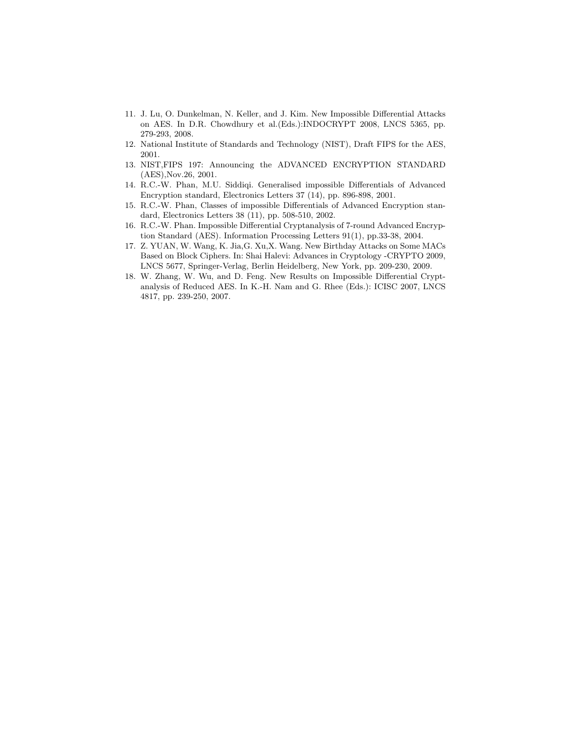11. J. Lu, O. Dunkelman, N. Keller, and J. Kim. New Impossible Differential Attacks on AES. In D.R. Chowdhury et al.(Eds.):INDOCRYPT 2008, LNCS 5365, pp. 279-293, 2008.
12. National Institute of Standards and Technology (NIST), Draft FIPS for the AES, 2001.
13. NIST,FIPS 197: Announcing the ADVANCED ENCRYPTION STANDARD (AES),Nov.26, 2001.
14. R.C.-W. Phan, M.U. Siddiqi. Generalised impossible Differentials of Advanced Encryption standard, Electronics Letters 37 (14), pp. 896-898, 2001.
15. R.C.-W. Phan, Classes of impossible Differentials of Advanced Encryption standard, Electronics Letters 38 (11), pp. 508-510, 2002.
16. R.C.-W. Phan. Impossible Differential Cryptanalysis of 7-round Advanced Encryption Standard (AES). Information Processing Letters 91(1), pp.33-38, 2004.
17. Z. YUAN, W. Wang, K. Jia,G. Xu,X. Wang. New Birthday Attacks on Some MACs Based on Block Ciphers. In: Shai Halevi: Advances in Cryptology -CRYPTO 2009, LNCS 5677, Springer-Verlag, Berlin Heidelberg, New York, pp. 209-230, 2009.
18. W. Zhang, W. Wu, and D. Feng. New Results on Impossible Differential Cryptanalysis of Reduced AES. In K.-H. Nam and G. Rhee (Eds.): ICISC 2007, LNCS 4817, pp. 239-250, 2007.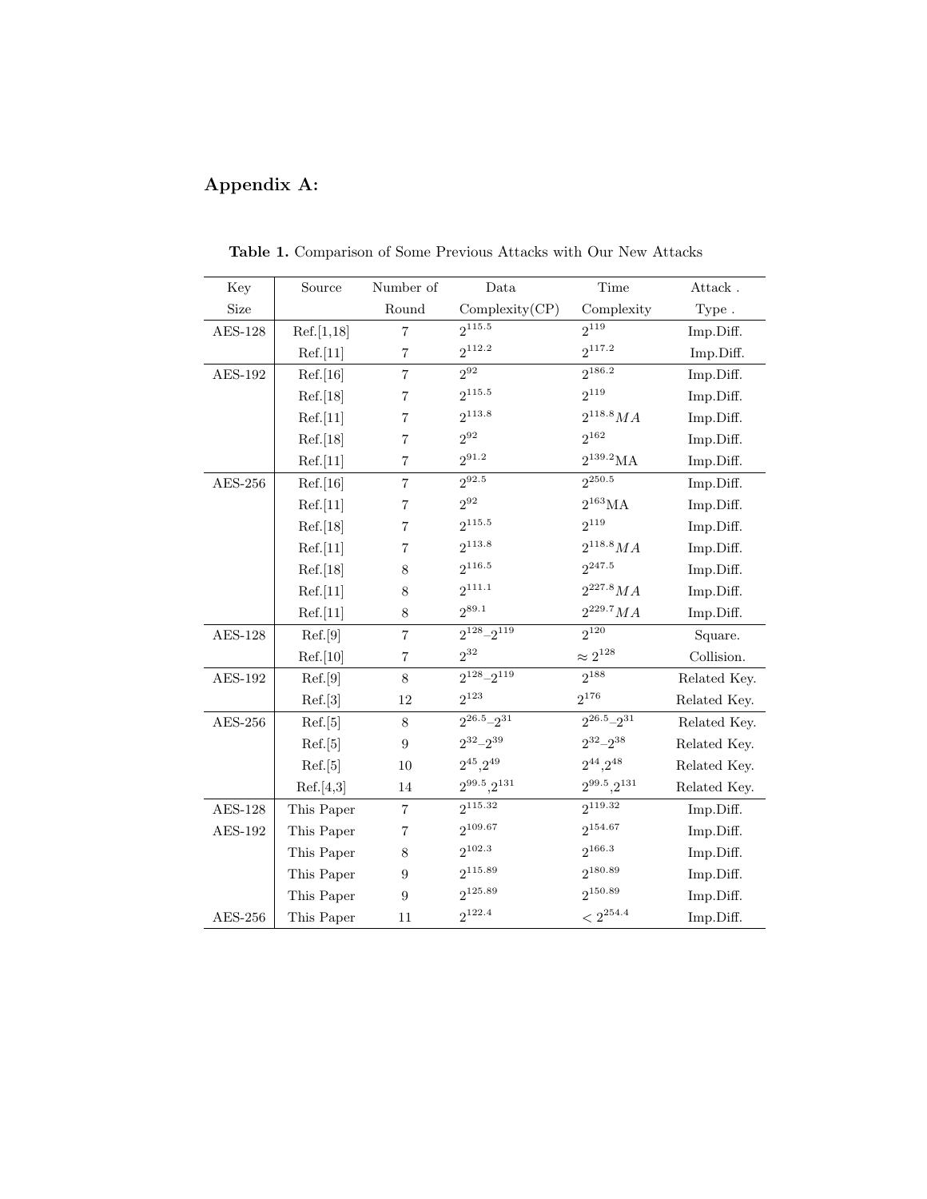## Appendix A:

**Table 1.** Comparison of Some Previous Attacks with Our New Attacks

| Key Size | Source | Number of Round | Data Complexity(CP) | Time Complexity | Attack . Type . |
|---|---|---|---|---|---|
| AES-128 | Ref.[1,18] | 7 | $2^{115.5}$ | $2^{119}$ | Imp.Diff. |
| | Ref.[11] | 7 | $2^{112.2}$ | $2^{117.2}$ | Imp.Diff. |
| AES-192 | Ref.[16] | 7 | $2^{92}$ | $2^{186.2}$ | Imp.Diff. |
| | Ref.[18] | 7 | $2^{115.5}$ | $2^{119}$ | Imp.Diff. |
| | Ref.[11] | 7 | $2^{113.8}$ | $2^{118.8}MA$ | Imp.Diff. |
| | Ref.[18] | 7 | $2^{92}$ | $2^{162}$ | Imp.Diff. |
| | Ref.[11] | 7 | $2^{91.2}$ | $2^{139.2}$MA | Imp.Diff. |
| AES-256 | Ref.[16] | 7 | $2^{92.5}$ | $2^{250.5}$ | Imp.Diff. |
| | Ref.[11] | 7 | $2^{92}$ | $2^{163}$MA | Imp.Diff. |
| | Ref.[18] | 7 | $2^{115.5}$ | $2^{119}$ | Imp.Diff. |
| | Ref.[11] | 7 | $2^{113.8}$ | $2^{118.8}MA$ | Imp.Diff. |
| | Ref.[18] | 8 | $2^{116.5}$ | $2^{247.5}$ | Imp.Diff. |
| | Ref.[11] | 8 | $2^{111.1}$ | $2^{227.8}MA$ | Imp.Diff. |
| | Ref.[11] | 8 | $2^{89.1}$ | $2^{229.7}MA$ | Imp.Diff. |
| AES-128 | Ref.[9] | 7 | $2^{128}$–$2^{119}$ | $2^{120}$ | Square. |
| | Ref.[10] | 7 | $2^{32}$ | $\approx 2^{128}$ | Collision. |
| AES-192 | Ref.[9] | 8 | $2^{128}$–$2^{119}$ | $2^{188}$ | Related Key. |
| | Ref.[3] | 12 | $2^{123}$ | $2^{176}$ | Related Key. |
| AES-256 | Ref.[5] | 8 | $2^{26.5}$–$2^{31}$ | $2^{26.5}$–$2^{31}$ | Related Key. |
| | Ref.[5] | 9 | $2^{32}$–$2^{39}$ | $2^{32}$–$2^{38}$ | Related Key. |
| | Ref.[5] | 10 | $2^{45}$,$2^{49}$ | $2^{44}$,$2^{48}$ | Related Key. |
| | Ref.[4,3] | 14 | $2^{99.5}$,$2^{131}$ | $2^{99.5}$,$2^{131}$ | Related Key. |
| AES-128 | This Paper | 7 | $2^{115.32}$ | $2^{119.32}$ | Imp.Diff. |
| AES-192 | This Paper | 7 | $2^{109.67}$ | $2^{154.67}$ | Imp.Diff. |
| | This Paper | 8 | $2^{102.3}$ | $2^{166.3}$ | Imp.Diff. |
| | This Paper | 9 | $2^{115.89}$ | $2^{180.89}$ | Imp.Diff. |
| | This Paper | 9 | $2^{125.89}$ | $2^{150.89}$ | Imp.Diff. |
| AES-256 | This Paper | 11 | $2^{122.4}$ | $< 2^{254.4}$ | Imp.Diff. |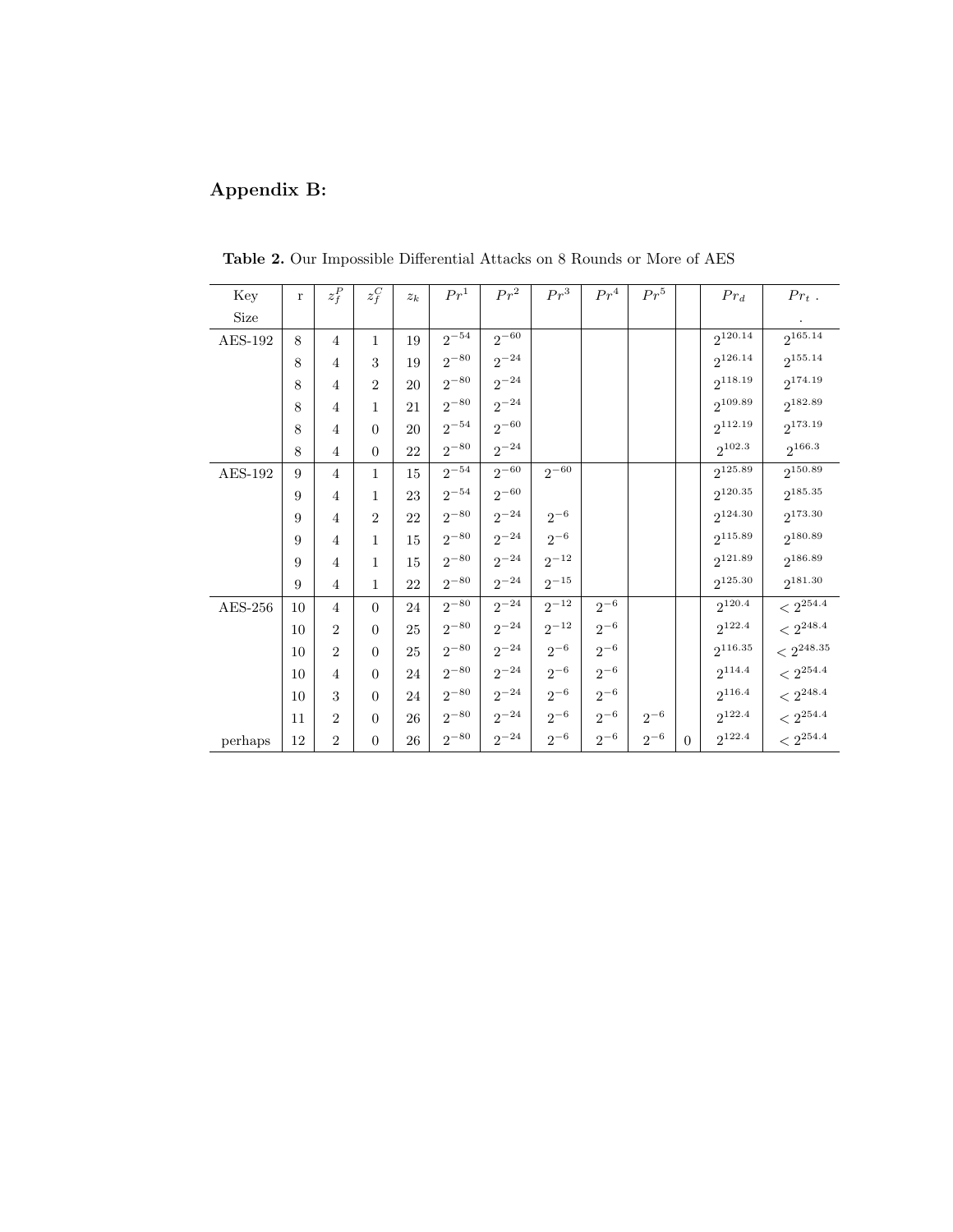## Appendix B:

**Table 2.** Our Impossible Differential Attacks on 8 Rounds or More of AES

| Key Size | r | $z_f^P$ | $z_f^C$ | $z_k$ | $Pr^1$ | $Pr^2$ | $Pr^3$ | $Pr^4$ | $Pr^5$ | | $Pr_d$ | $Pr_t$ . |
|---|---|---|---|---|---|---|---|---|---|---|---|---|
| AES-192 | 8 | 4 | 1 | 19 | $2^{-54}$ | $2^{-60}$ | | | | | $2^{120.14}$ | $2^{165.14}$ |
| | 8 | 4 | 3 | 19 | $2^{-80}$ | $2^{-24}$ | | | | | $2^{126.14}$ | $2^{155.14}$ |
| | 8 | 4 | 2 | 20 | $2^{-80}$ | $2^{-24}$ | | | | | $2^{118.19}$ | $2^{174.19}$ |
| | 8 | 4 | 1 | 21 | $2^{-80}$ | $2^{-24}$ | | | | | $2^{109.89}$ | $2^{182.89}$ |
| | 8 | 4 | 0 | 20 | $2^{-54}$ | $2^{-60}$ | | | | | $2^{112.19}$ | $2^{173.19}$ |
| | 8 | 4 | 0 | 22 | $2^{-80}$ | $2^{-24}$ | | | | | $2^{102.3}$ | $2^{166.3}$ |
| AES-192 | 9 | 4 | 1 | 15 | $2^{-54}$ | $2^{-60}$ | $2^{-60}$ | | | | $2^{125.89}$ | $2^{150.89}$ |
| | 9 | 4 | 1 | 23 | $2^{-54}$ | $2^{-60}$ | | | | | $2^{120.35}$ | $2^{185.35}$ |
| | 9 | 4 | 2 | 22 | $2^{-80}$ | $2^{-24}$ | $2^{-6}$ | | | | $2^{124.30}$ | $2^{173.30}$ |
| | 9 | 4 | 1 | 15 | $2^{-80}$ | $2^{-24}$ | $2^{-6}$ | | | | $2^{115.89}$ | $2^{180.89}$ |
| | 9 | 4 | 1 | 15 | $2^{-80}$ | $2^{-24}$ | $2^{-12}$ | | | | $2^{121.89}$ | $2^{186.89}$ |
| | 9 | 4 | 1 | 22 | $2^{-80}$ | $2^{-24}$ | $2^{-15}$ | | | | $2^{125.30}$ | $2^{181.30}$ |
| AES-256 | 10 | 4 | 0 | 24 | $2^{-80}$ | $2^{-24}$ | $2^{-12}$ | $2^{-6}$ | | | $2^{120.4}$ | $< 2^{254.4}$ |
| | 10 | 2 | 0 | 25 | $2^{-80}$ | $2^{-24}$ | $2^{-12}$ | $2^{-6}$ | | | $2^{122.4}$ | $< 2^{248.4}$ |
| | 10 | 2 | 0 | 25 | $2^{-80}$ | $2^{-24}$ | $2^{-6}$ | $2^{-6}$ | | | $2^{116.35}$ | $< 2^{248.35}$ |
| | 10 | 4 | 0 | 24 | $2^{-80}$ | $2^{-24}$ | $2^{-6}$ | $2^{-6}$ | | | $2^{114.4}$ | $< 2^{254.4}$ |
| | 10 | 3 | 0 | 24 | $2^{-80}$ | $2^{-24}$ | $2^{-6}$ | $2^{-6}$ | | | $2^{116.4}$ | $< 2^{248.4}$ |
| | 11 | 2 | 0 | 26 | $2^{-80}$ | $2^{-24}$ | $2^{-6}$ | $2^{-6}$ | $2^{-6}$ | | $2^{122.4}$ | $< 2^{254.4}$ |
| perhaps | 12 | 2 | 0 | 26 | $2^{-80}$ | $2^{-24}$ | $2^{-6}$ | $2^{-6}$ | $2^{-6}$ | 0 | $2^{122.4}$ | $< 2^{254.4}$ |